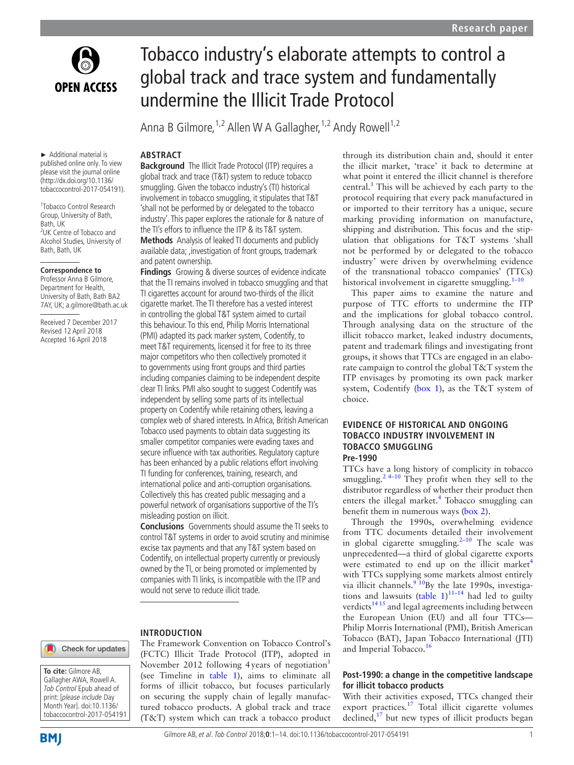# Tobacco industry's elaborate attempts to control a global track and trace system and fundamentally undermine the Illicit Trade Protocol

Anna B Gilmore,[1,2] Allen W A Gallagher,[1,2] Andy Rowell[1,2]

► Additional material is published online only. To view please visit the journal online (http://dx.doi.org/10.1136/tobaccocontrol-2017-054191).

[1]Tobacco Control Research Group, University of Bath, Bath, UK
[2]UK Centre of Tobacco and Alcohol Studies, University of Bath, Bath, UK

**Correspondence to**
Professor Anna B Gilmore, Department for Health, University of Bath, Bath BA2 7AY, UK; a.gilmore@bath.ac.uk

Received 7 December 2017
Revised 12 April 2018
Accepted 16 April 2018

**To cite:** Gilmore AB, Gallagher AWA, Rowell A. *Tob Control* Epub ahead of print: [*please include* Day Month Year]. doi:10.1136/tobaccocontrol-2017-054191

## ABSTRACT

**Background** The Illicit Trade Protocol (ITP) requires a global track and trace (T&T) system to reduce tobacco smuggling. Given the tobacco industry's (TI) historical involvement in tobacco smuggling, it stipulates that T&T 'shall not be performed by or delegated to the tobacco industry'. This paper explores the rationale for & nature of the TI's efforts to influence the ITP & its T&T system.

**Methods** Analysis of leaked TI documents and publicly available data; ,investigation of front groups, trademark and patent ownership.

**Findings** Growing & diverse sources of evidence indicate that the TI remains involved in tobacco smuggling and that TI cigarettes account for around two-thirds of the illicit cigarette market. The TI therefore has a vested interest in controlling the global T&T system aimed to curtail this behaviour. To this end, Philip Morris International (PMI) adapted its pack marker system, Codentify, to meet T&T requirements, licensed it for free to its three major competitors who then collectively promoted it to governments using front groups and third parties including companies claiming to be independent despite clear TI links. PMI also sought to suggest Codentify was independent by selling some parts of its intellectual property on Codentify while retaining others, leaving a complex web of shared interests. In Africa, British American Tobacco used payments to obtain data suggesting its smaller competitor companies were evading taxes and secure influence with tax authorities. Regulatory capture has been enhanced by a public relations effort involving TI funding for conferences, training, research, and international police and anti-corruption organisations. Collectively this has created public messaging and a powerful network of organisations supportive of the TI's misleading postion on illicit.

**Conclusions** Governments should assume the TI seeks to control T&T systems in order to avoid scrutiny and minimise excise tax payments and that any T&T system based on Codentify, on intellectual property currently or previously owned by the TI, or being promoted or implemented by companies with TI links, is incompatible with the ITP and would not serve to reduce illicit trade.

## INTRODUCTION

The Framework Convention on Tobacco Control's (FCTC) Illicit Trade Protocol (ITP), adopted in November 2012 following 4 years of negotiation[1] (see Timeline in table 1), aims to eliminate all forms of illicit tobacco, but focuses particularly on securing the supply chain of legally manufactured tobacco products. A global track and trace (T&T) system which can track a tobacco product through its distribution chain and, should it enter the illicit market, 'trace' it back to determine at what point it entered the illicit channel is therefore central.[1] This will be achieved by each party to the protocol requiring that every pack manufactured in or imported to their territory has a unique, secure marking providing information on manufacture, shipping and distribution. This focus and the stipulation that obligations for T&T systems 'shall not be performed by or delegated to the tobacco industry' were driven by overwhelming evidence of the transnational tobacco companies' (TTCs) historical involvement in cigarette smuggling.[1–10]

This paper aims to examine the nature and purpose of TTC efforts to undermine the ITP and the implications for global tobacco control. Through analysing data on the structure of the illicit tobacco market, leaked industry documents, patent and trademark filings and investigating front groups, it shows that TTCs are engaged in an elaborate campaign to control the global T&T system the ITP envisages by promoting its own pack marker system, Codentify (box 1), as the T&T system of choice.

## EVIDENCE OF HISTORICAL AND ONGOING TOBACCO INDUSTRY INVOLVEMENT IN TOBACCO SMUGGLING

### Pre-1990

TTCs have a long history of complicity in tobacco smuggling.[2 4–10] They profit when they sell to the distributor regardless of whether their product then enters the illegal market.[4] Tobacco smuggling can benefit them in numerous ways (box 2).

Through the 1990s, overwhelming evidence from TTC documents detailed their involvement in global cigarette smuggling.[2–10] The scale was unprecedented—a third of global cigarette exports were estimated to end up on the illicit market[4] with TTCs supplying some markets almost entirely via illicit channels.[9 10] By the late 1990s, investigations and lawsuits (table 1)[11–14] had led to guilty verdicts[14 15] and legal agreements including between the European Union (EU) and all four TTCs—Philip Morris International (PMI), British American Tobacco (BAT), Japan Tobacco International (JTI) and Imperial Tobacco.[16]

### Post-1990: a change in the competitive landscape for illicit tobacco products

With their activities exposed, TTCs changed their export practices.[17] Total illicit cigarette volumes declined,[17] but new types of illicit products began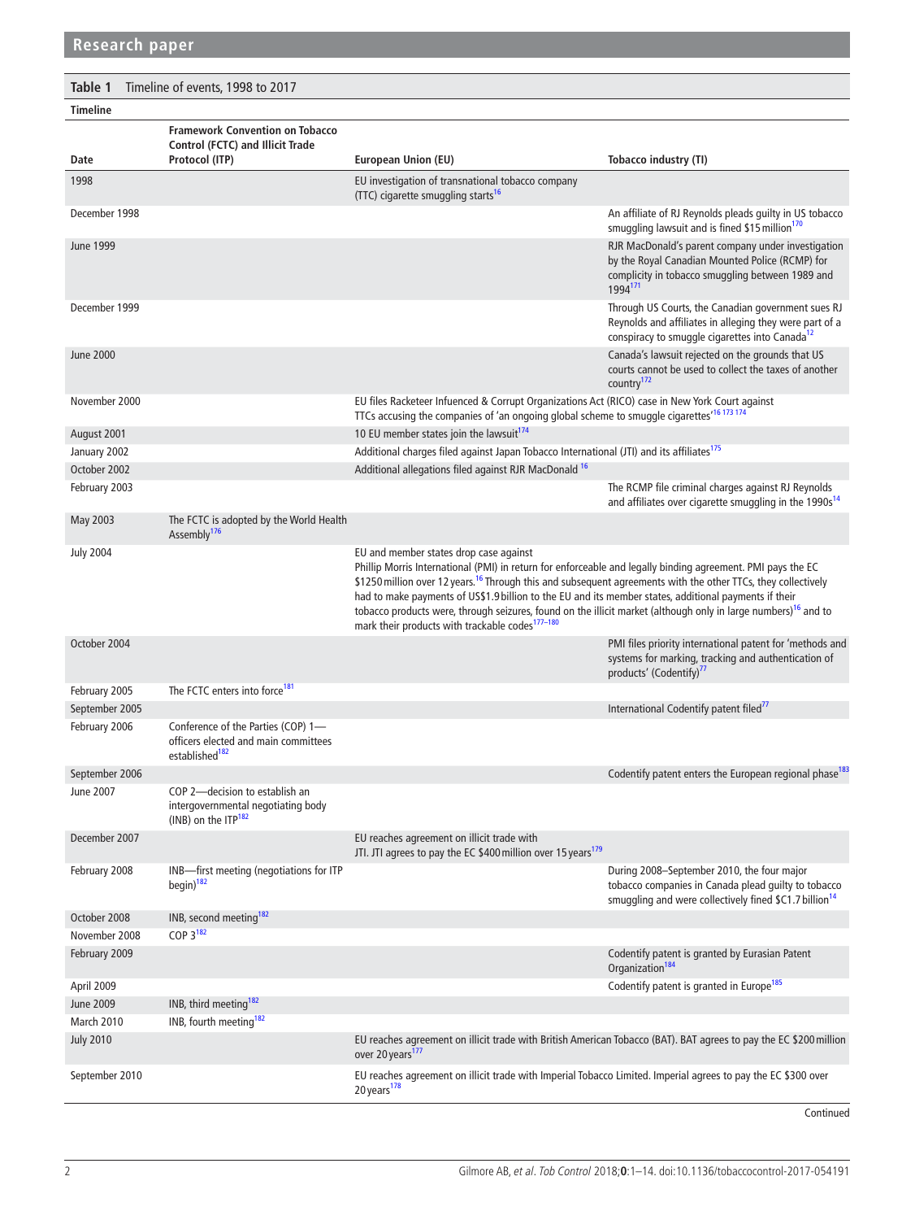**Table 1** Timeline of events, 1998 to 2017

| Timeline | | | |
|---|---|---|---|
| **Date** | **Framework Convention on Tobacco Control (FCTC) and Illicit Trade Protocol (ITP)** | **European Union (EU)** | **Tobacco industry (TI)** |
| 1998 | | EU investigation of transnational tobacco company (TTC) cigarette smuggling starts[16] | |
| December 1998 | | | An affiliate of RJ Reynolds pleads guilty in US tobacco smuggling lawsuit and is fined $15 million[170] |
| June 1999 | | | RJR MacDonald's parent company under investigation by the Royal Canadian Mounted Police (RCMP) for complicity in tobacco smuggling between 1989 and 1994[171] |
| December 1999 | | | Through US Courts, the Canadian government sues RJ Reynolds and affiliates in alleging they were part of a conspiracy to smuggle cigarettes into Canada[12] |
| June 2000 | | | Canada's lawsuit rejected on the grounds that US courts cannot be used to collect the taxes of another country[172] |
| November 2000 | | EU files Racketeer Infuenced & Corrupt Organizations Act (RICO) case in New York Court against TTCs accusing the companies of 'an ongoing global scheme to smuggle cigarettes'[16 173 174] | |
| August 2001 | | 10 EU member states join the lawsuit[174] | |
| January 2002 | | Additional charges filed against Japan Tobacco International (JTI) and its affiliates[175] | |
| October 2002 | | Additional allegations filed against RJR MacDonald [16] | |
| February 2003 | | | The RCMP file criminal charges against RJ Reynolds and affiliates over cigarette smuggling in the 1990s[14] |
| May 2003 | The FCTC is adopted by the World Health Assembly[176] | | |
| July 2004 | | EU and member states drop case against Phillip Morris International (PMI) in return for enforceable and legally binding agreement. PMI pays the EC $1250 million over 12 years.[16] Through this and subsequent agreements with the other TTCs, they collectively had to make payments of US$1.9 billion to the EU and its member states, additional payments if their tobacco products were, through seizures, found on the illicit market (although only in large numbers)[16] and to mark their products with trackable codes[177–180] | |
| October 2004 | | | PMI files priority international patent for 'methods and systems for marking, tracking and authentication of products' (Codentify)[77] |
| February 2005 | The FCTC enters into force[181] | | |
| September 2005 | | | International Codentify patent filed[77] |
| February 2006 | Conference of the Parties (COP) 1—officers elected and main committees established[182] | | |
| September 2006 | | | Codentify patent enters the European regional phase[183] |
| June 2007 | COP 2—decision to establish an intergovernmental negotiating body (INB) on the ITP[182] | | |
| December 2007 | | EU reaches agreement on illicit trade with JTI. JTI agrees to pay the EC $400 million over 15 years[179] | |
| February 2008 | INB—first meeting (negotiations for ITP begin)[182] | | During 2008–September 2010, the four major tobacco companies in Canada plead guilty to tobacco smuggling and were collectively fined $C1.7 billion[14] |
| October 2008 | INB, second meeting[182] | | |
| November 2008 | COP 3[182] | | |
| February 2009 | | | Codentify patent is granted by Eurasian Patent Organization[184] |
| April 2009 | | | Codentify patent is granted in Europe[185] |
| June 2009 | INB, third meeting[182] | | |
| March 2010 | INB, fourth meeting[182] | | |
| July 2010 | | EU reaches agreement on illicit trade with British American Tobacco (BAT). BAT agrees to pay the EC $200 million over 20 years[177] | |
| September 2010 | | EU reaches agreement on illicit trade with Imperial Tobacco Limited. Imperial agrees to pay the EC $300 over 20 years[178] | |

Continued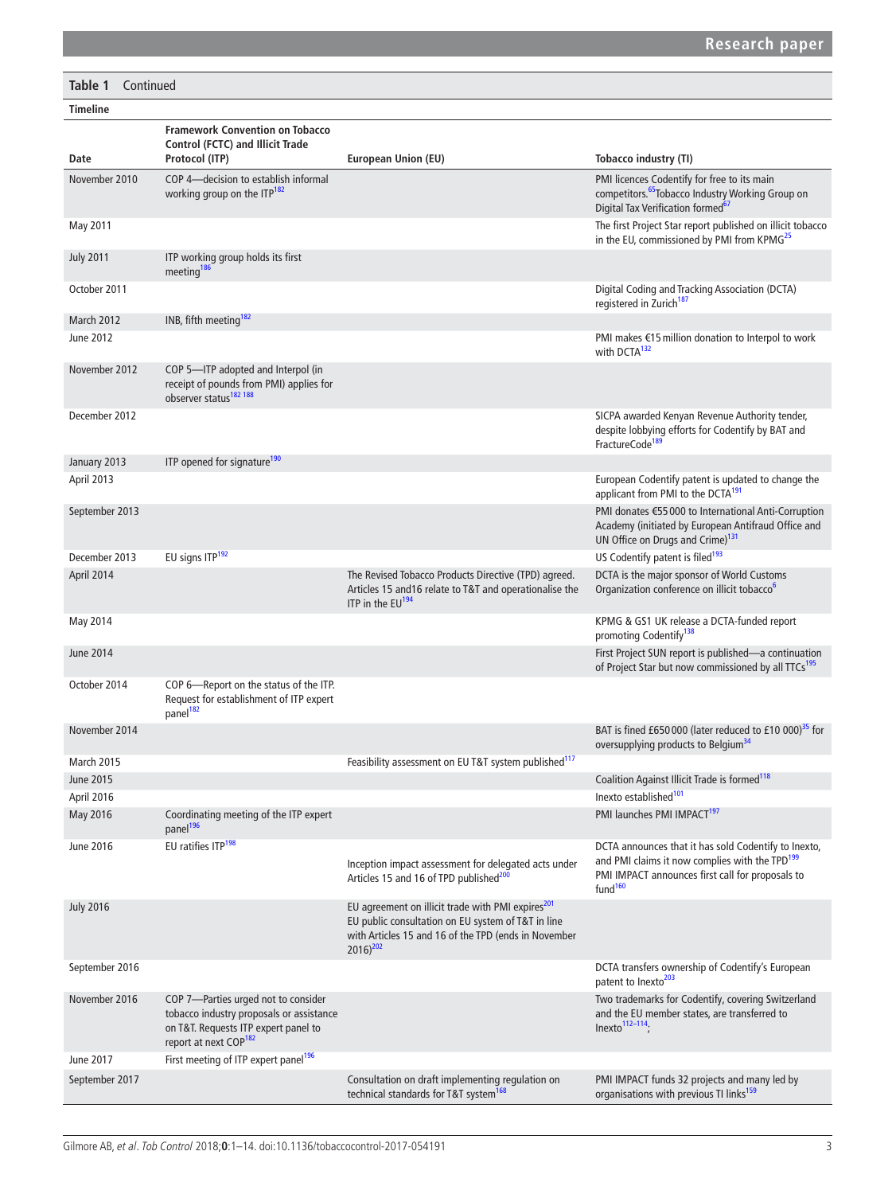**Table 1** Continued

| Date | Framework Convention on Tobacco Control (FCTC) and Illicit Trade Protocol (ITP) | European Union (EU) | Tobacco industry (TI) |
|---|---|---|---|
| **Timeline** | | | |
| November 2010 | COP 4—decision to establish informal working group on the ITP[182] | | PMI licences Codentify for free to its main competitors.[65] Tobacco Industry Working Group on Digital Tax Verification formed[67] |
| May 2011 | | | The first Project Star report published on illicit tobacco in the EU, commissioned by PMI from KPMG[25] |
| July 2011 | ITP working group holds its first meeting[186] | | |
| October 2011 | | | Digital Coding and Tracking Association (DCTA) registered in Zurich[187] |
| March 2012 | INB, fifth meeting[182] | | |
| June 2012 | | | PMI makes €15 million donation to Interpol to work with DCTA[132] |
| November 2012 | COP 5—ITP adopted and Interpol (in receipt of pounds from PMI) applies for observer status[182 188] | | |
| December 2012 | | | SICPA awarded Kenyan Revenue Authority tender, despite lobbying efforts for Codentify by BAT and FractureCode[189] |
| January 2013 | ITP opened for signature[190] | | |
| April 2013 | | | European Codentify patent is updated to change the applicant from PMI to the DCTA[191] |
| September 2013 | | | PMI donates €55 000 to International Anti-Corruption Academy (initiated by European Antifraud Office and UN Office on Drugs and Crime)[131] |
| December 2013 | EU signs ITP[192] | | US Codentify patent is filed[193] |
| April 2014 | | The Revised Tobacco Products Directive (TPD) agreed. Articles 15 and16 relate to T&T and operationalise the ITP in the EU[194] | DCTA is the major sponsor of World Customs Organization conference on illicit tobacco[6] |
| May 2014 | | | KPMG & GS1 UK release a DCTA-funded report promoting Codentify[138] |
| June 2014 | | | First Project SUN report is published—a continuation of Project Star but now commissioned by all TTCs[195] |
| October 2014 | COP 6—Report on the status of the ITP. Request for establishment of ITP expert panel[182] | | |
| November 2014 | | | BAT is fined £650 000 (later reduced to £10 000)[35] for oversupplying products to Belgium[34] |
| March 2015 | | Feasibility assessment on EU T&T system published[117] | |
| June 2015 | | | Coalition Against Illicit Trade is formed[118] |
| April 2016 | | | Inexto established[101] |
| May 2016 | Coordinating meeting of the ITP expert panel[196] | | PMI launches PMI IMPACT[197] |
| June 2016 | EU ratifies ITP[198] | Inception impact assessment for delegated acts under Articles 15 and 16 of TPD published[200] | DCTA announces that it has sold Codentify to Inexto, and PMI claims it now complies with the TPD[199] PMI IMPACT announces first call for proposals to fund[160] |
| July 2016 | | EU agreement on illicit trade with PMI expires[201] EU public consultation on EU system of T&T in line with Articles 15 and 16 of the TPD (ends in November 2016)[202] | |
| September 2016 | | | DCTA transfers ownership of Codentify's European patent to Inexto[203] |
| November 2016 | COP 7—Parties urged not to consider tobacco industry proposals or assistance on T&T. Requests ITP expert panel to report at next COP[182] | | Two trademarks for Codentify, covering Switzerland and the EU member states, are transferred to Inexto[112–114]; |
| June 2017 | First meeting of ITP expert panel[196] | | |
| September 2017 | | Consultation on draft implementing regulation on technical standards for T&T system[168] | PMI IMPACT funds 32 projects and many led by organisations with previous TI links[159] |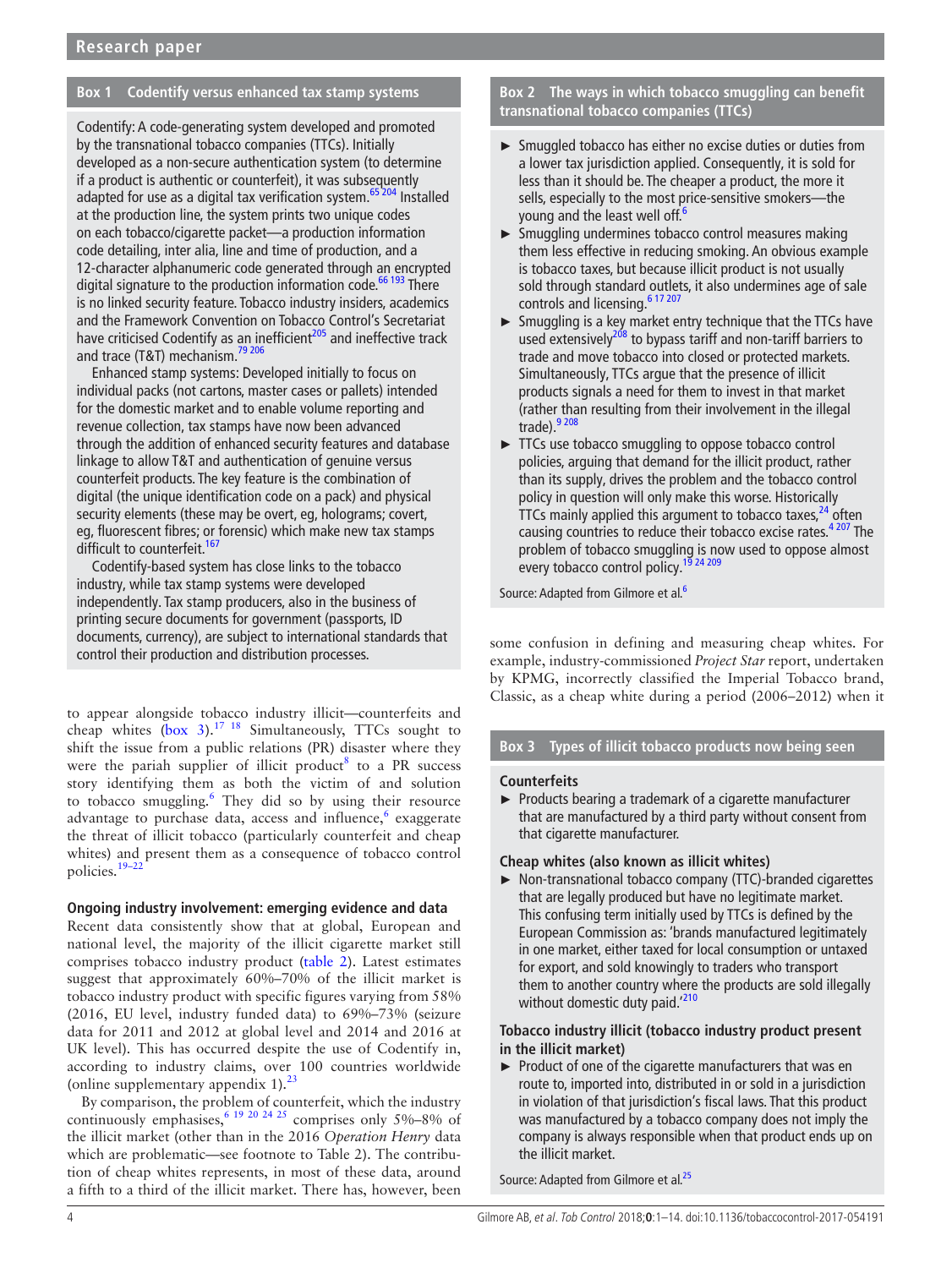**Box 1 Codentify versus enhanced tax stamp systems**

Codentify: A code-generating system developed and promoted by the transnational tobacco companies (TTCs). Initially developed as a non-secure authentication system (to determine if a product is authentic or counterfeit), it was subsequently adapted for use as a digital tax verification system.[65 204] Installed at the production line, the system prints two unique codes on each tobacco/cigarette packet—a production information code detailing, inter alia, line and time of production, and a 12-character alphanumeric code generated through an encrypted digital signature to the production information code.[66 193] There is no linked security feature. Tobacco industry insiders, academics and the Framework Convention on Tobacco Control's Secretariat have criticised Codentify as an inefficient[205] and ineffective track and trace (T&T) mechanism.[79 206]

Enhanced stamp systems: Developed initially to focus on individual packs (not cartons, master cases or pallets) intended for the domestic market and to enable volume reporting and revenue collection, tax stamps have now been advanced through the addition of enhanced security features and database linkage to allow T&T and authentication of genuine versus counterfeit products. The key feature is the combination of digital (the unique identification code on a pack) and physical security elements (these may be overt, eg, holograms; covert, eg, fluorescent fibres; or forensic) which make new tax stamps difficult to counterfeit.[167]

Codentify-based system has close links to the tobacco industry, while tax stamp systems were developed independently. Tax stamp producers, also in the business of printing secure documents for government (passports, ID documents, currency), are subject to international standards that control their production and distribution processes.

to appear alongside tobacco industry illicit—counterfeits and cheap whites (box 3).[17 18] Simultaneously, TTCs sought to shift the issue from a public relations (PR) disaster where they were the pariah supplier of illicit product[8] to a PR success story identifying them as both the victim of and solution to tobacco smuggling.[6] They did so by using their resource advantage to purchase data, access and influence,[6] exaggerate the threat of illicit tobacco (particularly counterfeit and cheap whites) and present them as a consequence of tobacco control policies.[19–22]

### Ongoing industry involvement: emerging evidence and data

Recent data consistently show that at global, European and national level, the majority of the illicit cigarette market still comprises tobacco industry product (table 2). Latest estimates suggest that approximately 60%–70% of the illicit market is tobacco industry product with specific figures varying from 58% (2016, EU level, industry funded data) to 69%–73% (seizure data for 2011 and 2012 at global level and 2014 and 2016 at UK level). This has occurred despite the use of Codentify in, according to industry claims, over 100 countries worldwide (online supplementary appendix 1).[23]

By comparison, the problem of counterfeit, which the industry continuously emphasises,[6 19 20 24 25] comprises only 5%–8% of the illicit market (other than in the 2016 *Operation Henry* data which are problematic—see footnote to Table 2). The contribution of cheap whites represents, in most of these data, around a fifth to a third of the illicit market. There has, however, been some confusion in defining and measuring cheap whites. For example, industry-commissioned *Project Star* report, undertaken by KPMG, incorrectly classified the Imperial Tobacco brand, Classic, as a cheap white during a period (2006–2012) when it

**Box 2 The ways in which tobacco smuggling can benefit transnational tobacco companies (TTCs)**

- Smuggled tobacco has either no excise duties or duties from a lower tax jurisdiction applied. Consequently, it is sold for less than it should be. The cheaper a product, the more it sells, especially to the most price-sensitive smokers—the young and the least well off.[6]
- Smuggling undermines tobacco control measures making them less effective in reducing smoking. An obvious example is tobacco taxes, but because illicit product is not usually sold through standard outlets, it also undermines age of sale controls and licensing.[6 17 207]
- Smuggling is a key market entry technique that the TTCs have used extensively[208] to bypass tariff and non-tariff barriers to trade and move tobacco into closed or protected markets. Simultaneously, TTCs argue that the presence of illicit products signals a need for them to invest in that market (rather than resulting from their involvement in the illegal trade).[9 208]
- TTCs use tobacco smuggling to oppose tobacco control policies, arguing that demand for the illicit product, rather than its supply, drives the problem and the tobacco control policy in question will only make this worse. Historically TTCs mainly applied this argument to tobacco taxes,[24] often causing countries to reduce their tobacco excise rates.[4 207] The problem of tobacco smuggling is now used to oppose almost every tobacco control policy.[19 24 209]

Source: Adapted from Gilmore et al.[6]

**Box 3 Types of illicit tobacco products now being seen**

**Counterfeits**

- Products bearing a trademark of a cigarette manufacturer that are manufactured by a third party without consent from that cigarette manufacturer.

**Cheap whites (also known as illicit whites)**

- Non-transnational tobacco company (TTC)-branded cigarettes that are legally produced but have no legitimate market. This confusing term initially used by TTCs is defined by the European Commission as: 'brands manufactured legitimately in one market, either taxed for local consumption or untaxed for export, and sold knowingly to traders who transport them to another country where the products are sold illegally without domestic duty paid.'[210]

**Tobacco industry illicit (tobacco industry product present in the illicit market)**

- Product of one of the cigarette manufacturers that was en route to, imported into, distributed in or sold in a jurisdiction in violation of that jurisdiction's fiscal laws. That this product was manufactured by a tobacco company does not imply the company is always responsible when that product ends up on the illicit market.

Source: Adapted from Gilmore et al.[25]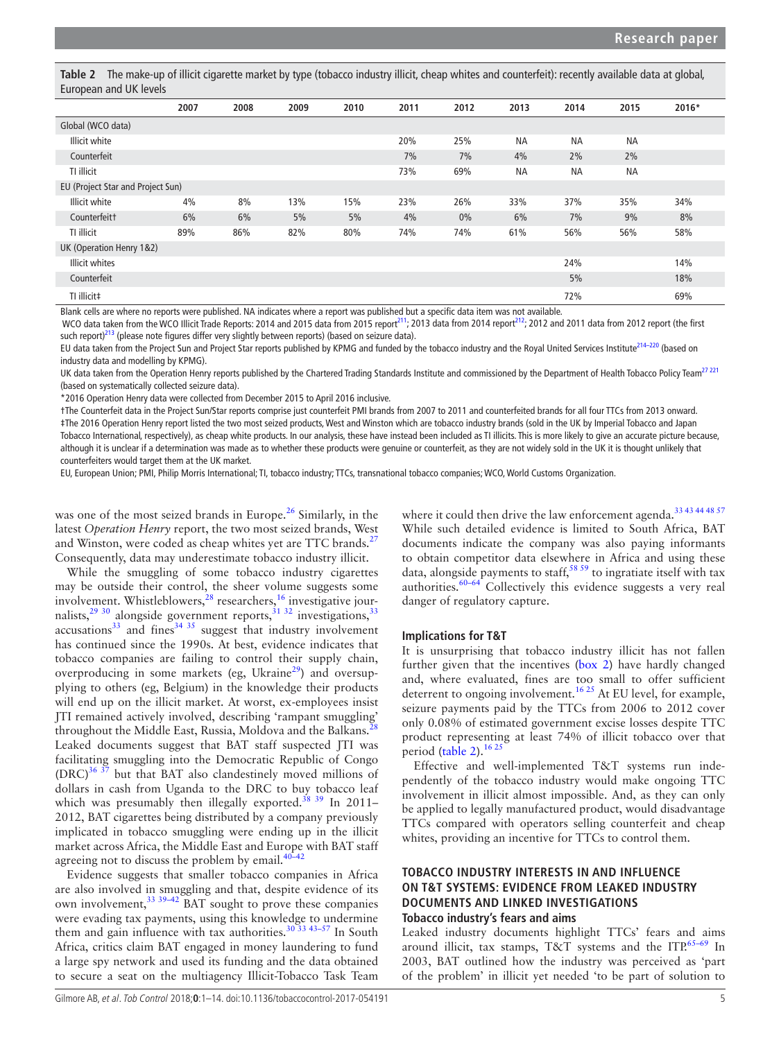**Table 2** The make-up of illicit cigarette market by type (tobacco industry illicit, cheap whites and counterfeit): recently available data at global, European and UK levels

| | 2007 | 2008 | 2009 | 2010 | 2011 | 2012 | 2013 | 2014 | 2015 | 2016* |
|---|---|---|---|---|---|---|---|---|---|---|
| Global (WCO data) | | | | | | | | | | |
| Illicit white | | | | | 20% | 25% | NA | NA | NA | |
| Counterfeit | | | | | 7% | 7% | 4% | 2% | 2% | |
| TI illicit | | | | | 73% | 69% | NA | NA | NA | |
| EU (Project Star and Project Sun) | | | | | | | | | | |
| Illicit white | 4% | 8% | 13% | 15% | 23% | 26% | 33% | 37% | 35% | 34% |
| Counterfeit† | 6% | 6% | 5% | 5% | 4% | 0% | 6% | 7% | 9% | 8% |
| TI illicit | 89% | 86% | 82% | 80% | 74% | 74% | 61% | 56% | 56% | 58% |
| UK (Operation Henry 1&2) | | | | | | | | | | |
| Illicit whites | | | | | | | | 24% | | 14% |
| Counterfeit | | | | | | | | 5% | | 18% |
| TI illicit‡ | | | | | | | | 72% | | 69% |

Blank cells are where no reports were published. NA indicates where a report was published but a specific data item was not available.

WCO data taken from the WCO Illicit Trade Reports: 2014 and 2015 data from 2015 report[211]; 2013 data from 2014 report[212]; 2012 and 2011 data from 2012 report (the first such report)[213] (please note figures differ very slightly between reports) (based on seizure data).

EU data taken from the Project Sun and Project Star reports published by KPMG and funded by the tobacco industry and the Royal United Services Institute[214–220] (based on industry data and modelling by KPMG).

UK data taken from the Operation Henry reports published by the Chartered Trading Standards Institute and commissioned by the Department of Health Tobacco Policy Team[27 221] (based on systematically collected seizure data).

*2016 Operation Henry data were collected from December 2015 to April 2016 inclusive.

†The Counterfeit data in the Project Sun/Star reports comprise just counterfeit PMI brands from 2007 to 2011 and counterfeited brands for all four TTCs from 2013 onward.

‡The 2016 Operation Henry report listed the two most seized products, West and Winston which are tobacco industry brands (sold in the UK by Imperial Tobacco and Japan Tobacco International, respectively), as cheap white products. In our analysis, these have instead been included as TI illicits. This is more likely to give an accurate picture because, although it is unclear if a determination was made as to whether these products were genuine or counterfeit, as they are not widely sold in the UK it is thought unlikely that counterfeiters would target them at the UK market.

EU, European Union; PMI, Philip Morris International; TI, tobacco industry; TTCs, transnational tobacco companies; WCO, World Customs Organization.

was one of the most seized brands in Europe.[26] Similarly, in the latest *Operation Henry* report, the two most seized brands, West and Winston, were coded as cheap whites yet are TTC brands.[27] Consequently, data may underestimate tobacco industry illicit.

While the smuggling of some tobacco industry cigarettes may be outside their control, the sheer volume suggests some involvement. Whistleblowers,[28] researchers,[16] investigative journalists,[29 30] alongside government reports,[31 32] investigations,[33] accusations[33] and fines[34 35] suggest that industry involvement has continued since the 1990s. At best, evidence indicates that tobacco companies are failing to control their supply chain, overproducing in some markets (eg, Ukraine[29]) and oversupplying to others (eg, Belgium) in the knowledge their products will end up on the illicit market. At worst, ex-employees insist JTI remained actively involved, describing 'rampant smuggling' throughout the Middle East, Russia, Moldova and the Balkans.[28] Leaked documents suggest that BAT staff suspected JTI was facilitating smuggling into the Democratic Republic of Congo (DRC)[36 37] but that BAT also clandestinely moved millions of dollars in cash from Uganda to the DRC to buy tobacco leaf which was presumably then illegally exported.[38 39] In 2011–2012, BAT cigarettes being distributed by a company previously implicated in tobacco smuggling were ending up in the illicit market across Africa, the Middle East and Europe with BAT staff agreeing not to discuss the problem by email.[40–42]

Evidence suggests that smaller tobacco companies in Africa are also involved in smuggling and that, despite evidence of its own involvement,[33 39–42] BAT sought to prove these companies were evading tax payments, using this knowledge to undermine them and gain influence with tax authorities.[30 33 43–57] In South Africa, critics claim BAT engaged in money laundering to fund a large spy network and used its funding and the data obtained to secure a seat on the multiagency Illicit-Tobacco Task Team where it could then drive the law enforcement agenda.[33 43 44 48 57] While such detailed evidence is limited to South Africa, BAT documents indicate the company was also paying informants to obtain competitor data elsewhere in Africa and using these data, alongside payments to staff,[58 59] to ingratiate itself with tax authorities.[60–64] Collectively this evidence suggests a very real danger of regulatory capture.

### Implications for T&T

It is unsurprising that tobacco industry illicit has not fallen further given that the incentives (box 2) have hardly changed and, where evaluated, fines are too small to offer sufficient deterrent to ongoing involvement.[16 25] At EU level, for example, seizure payments paid by the TTCs from 2006 to 2012 cover only 0.08% of estimated government excise losses despite TTC product representing at least 74% of illicit tobacco over that period (table 2).[16 25]

Effective and well-implemented T&T systems run independently of the tobacco industry would make ongoing TTC involvement in illicit almost impossible. And, as they can only be applied to legally manufactured product, would disadvantage TTCs compared with operators selling counterfeit and cheap whites, providing an incentive for TTCs to control them.

## TOBACCO INDUSTRY INTERESTS IN AND INFLUENCE ON T&T SYSTEMS: EVIDENCE FROM LEAKED INDUSTRY DOCUMENTS AND LINKED INVESTIGATIONS

### Tobacco industry's fears and aims

Leaked industry documents highlight TTCs' fears and aims around illicit, tax stamps, T&T systems and the ITP.[65–69] In 2003, BAT outlined how the industry was perceived as 'part of the problem' in illicit yet needed 'to be part of solution to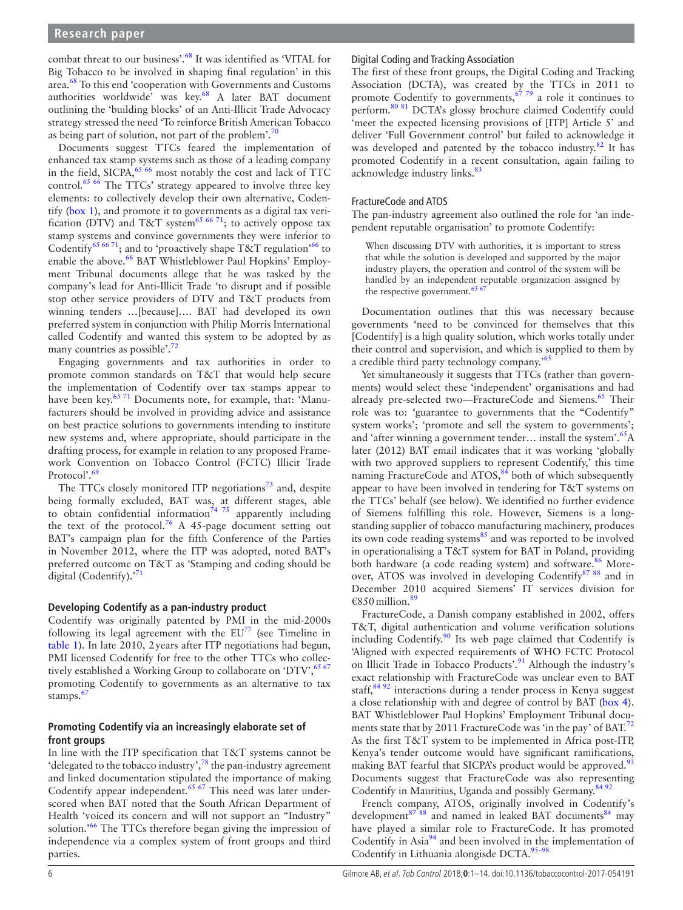combat threat to our business'.[68] It was identified as 'VITAL for Big Tobacco to be involved in shaping final regulation' in this area.[68] To this end 'cooperation with Governments and Customs authorities worldwide' was key.[68] A later BAT document outlining the 'building blocks' of an Anti-Illicit Trade Advocacy strategy stressed the need 'To reinforce British American Tobacco as being part of solution, not part of the problem'.[70]

Documents suggest TTCs feared the implementation of enhanced tax stamp systems such as those of a leading company in the field, SICPA,[65 66] most notably the cost and lack of TTC control.[65 66] The TTCs' strategy appeared to involve three key elements: to collectively develop their own alternative, Codentify (box 1), and promote it to governments as a digital tax verification (DTV) and T&T system[65 66 71]; to actively oppose tax stamp systems and convince governments they were inferior to Codentify[65 66 71]; and to 'proactively shape T&T regulation'[66] to enable the above.[66] BAT Whistleblower Paul Hopkins' Employment Tribunal documents allege that he was tasked by the company's lead for Anti-Illicit Trade 'to disrupt and if possible stop other service providers of DTV and T&T products from winning tenders …[because]…. BAT had developed its own preferred system in conjunction with Philip Morris International called Codentify and wanted this system to be adopted by as many countries as possible'.[72]

Engaging governments and tax authorities in order to promote common standards on T&T that would help secure the implementation of Codentify over tax stamps appear to have been key.[65 71] Documents note, for example, that: 'Manufacturers should be involved in providing advice and assistance on best practice solutions to governments intending to institute new systems and, where appropriate, should participate in the drafting process, for example in relation to any proposed Framework Convention on Tobacco Control (FCTC) Illicit Trade Protocol'.[69]

The TTCs closely monitored ITP negotiations[73] and, despite being formally excluded, BAT was, at different stages, able to obtain confidential information[74 75] apparently including the text of the protocol.[76] A 45-page document setting out BAT's campaign plan for the fifth Conference of the Parties in November 2012, where the ITP was adopted, noted BAT's preferred outcome on T&T as 'Stamping and coding should be digital (Codentify).'[71]

### Developing Codentify as a pan-industry product

Codentify was originally patented by PMI in the mid-2000s following its legal agreement with the EU[77] (see Timeline in table 1). In late 2010, 2 years after ITP negotiations had begun, PMI licensed Codentify for free to the other TTCs who collectively established a Working Group to collaborate on 'DTV',[65 67] promoting Codentify to governments as an alternative to tax stamps.[67]

### Promoting Codentify via an increasingly elaborate set of front groups

In line with the ITP specification that T&T systems cannot be 'delegated to the tobacco industry',[78] the pan-industry agreement and linked documentation stipulated the importance of making Codentify appear independent.[65 67] This need was later underscored when BAT noted that the South African Department of Health 'voiced its concern and will not support an "Industry" solution.'[66] The TTCs therefore began giving the impression of independence via a complex system of front groups and third parties.

#### Digital Coding and Tracking Association

The first of these front groups, the Digital Coding and Tracking Association (DCTA), was created by the TTCs in 2011 to promote Codentify to governments,[67 79] a role it continues to perform.[80 81] DCTA's glossy brochure claimed Codentify could 'meet the expected licensing provisions of [ITP] Article 5' and deliver 'Full Government control' but failed to acknowledge it was developed and patented by the tobacco industry.[82] It has promoted Codentify in a recent consultation, again failing to acknowledge industry links.[83]

#### FractureCode and ATOS

The pan-industry agreement also outlined the role for 'an independent reputable organisation' to promote Codentify:

> When discussing DTV with authorities, it is important to stress that while the solution is developed and supported by the major industry players, the operation and control of the system will be handled by an independent reputable organization assigned by the respective government.[65 67]

Documentation outlines that this was necessary because governments 'need to be convinced for themselves that this [Codentify] is a high quality solution, which works totally under their control and supervision, and which is supplied to them by a credible third party technology company.'[65]

Yet simultaneously it suggests that TTCs (rather than governments) would select these 'independent' organisations and had already pre-selected two—FractureCode and Siemens.[65] Their role was to: 'guarantee to governments that the "Codentify" system works'; 'promote and sell the system to governments'; and 'after winning a government tender… install the system'.[65] A later (2012) BAT email indicates that it was working 'globally with two approved suppliers to represent Codentify,' this time naming FractureCode and ATOS,[84] both of which subsequently appear to have been involved in tendering for T&T systems on the TTCs' behalf (see below). We identified no further evidence of Siemens fulfilling this role. However, Siemens is a long-standing supplier of tobacco manufacturing machinery, produces its own code reading systems[85] and was reported to be involved in operationalising a T&T system for BAT in Poland, providing both hardware (a code reading system) and software.[86] Moreover, ATOS was involved in developing Codentify[87 88] and in December 2010 acquired Siemens' IT services division for €850 million.[89]

FractureCode, a Danish company established in 2002, offers T&T, digital authentication and volume verification solutions including Codentify.[90] Its web page claimed that Codentify is 'Aligned with expected requirements of WHO FCTC Protocol on Illicit Trade in Tobacco Products'.[91] Although the industry's exact relationship with FractureCode was unclear even to BAT staff,[84 92] interactions during a tender process in Kenya suggest a close relationship with and degree of control by BAT (box 4). BAT Whistleblower Paul Hopkins' Employment Tribunal documents state that by 2011 FractureCode was 'in the pay' of BAT.[72] As the first T&T system to be implemented in Africa post-ITP, Kenya's tender outcome would have significant ramifications, making BAT fearful that SICPA's product would be approved.[93] Documents suggest that FractureCode was also representing Codentify in Mauritius, Uganda and possibly Germany.[84 92]

French company, ATOS, originally involved in Codentify's development[87 88] and named in leaked BAT documents[84] may have played a similar role to FractureCode. It has promoted Codentify in Asia[94] and been involved in the implementation of Codentify in Lithuania alongisde DCTA.[95–98]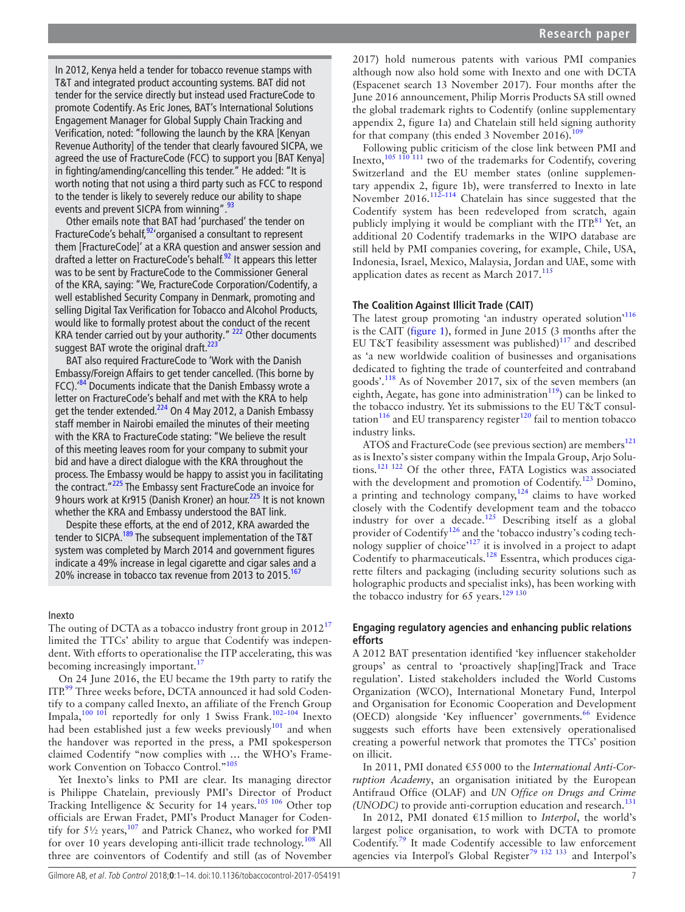In 2012, Kenya held a tender for tobacco revenue stamps with T&T and integrated product accounting systems. BAT did not tender for the service directly but instead used FractureCode to promote Codentify. As Eric Jones, BAT's International Solutions Engagement Manager for Global Supply Chain Tracking and Verification, noted: "following the launch by the KRA [Kenyan Revenue Authority] of the tender that clearly favoured SICPA, we agreed the use of FractureCode (FCC) to support you [BAT Kenya] in fighting/amending/cancelling this tender." He added: "It is worth noting that not using a third party such as FCC to respond to the tender is likely to severely reduce our ability to shape events and prevent SICPA from winning".[93]

Other emails note that BAT had 'purchased' the tender on FractureCode's behalf,[92] 'organised a consultant to represent them [FractureCode]' at a KRA question and answer session and drafted a letter on FractureCode's behalf.[92] It appears this letter was to be sent by FractureCode to the Commissioner General of the KRA, saying: "We, FractureCode Corporation/Codentify, a well established Security Company in Denmark, promoting and selling Digital Tax Verification for Tobacco and Alcohol Products, would like to formally protest about the conduct of the recent KRA tender carried out by your authority." [222] Other documents suggest BAT wrote the original draft.[223]

BAT also required FractureCode to 'Work with the Danish Embassy/Foreign Affairs to get tender cancelled. (This borne by FCC).'[84] Documents indicate that the Danish Embassy wrote a letter on FractureCode's behalf and met with the KRA to help get the tender extended.[224] On 4 May 2012, a Danish Embassy staff member in Nairobi emailed the minutes of their meeting with the KRA to FractureCode stating: "We believe the result of this meeting leaves room for your company to submit your bid and have a direct dialogue with the KRA throughout the process. The Embassy would be happy to assist you in facilitating the contract."[225] The Embassy sent FractureCode an invoice for 9 hours work at Kr915 (Danish Kroner) an hour.[225] It is not known whether the KRA and Embassy understood the BAT link.

Despite these efforts, at the end of 2012, KRA awarded the tender to SICPA.[189] The subsequent implementation of the T&T system was completed by March 2014 and government figures indicate a 49% increase in legal cigarette and cigar sales and a 20% increase in tobacco tax revenue from 2013 to 2015.[167]

#### Inexto

The outing of DCTA as a tobacco industry front group in 2012[17] limited the TTCs' ability to argue that Codentify was independent. With efforts to operationalise the ITP accelerating, this was becoming increasingly important.[17]

On 24 June 2016, the EU became the 19th party to ratify the ITP.[99] Three weeks before, DCTA announced it had sold Codentify to a company called Inexto, an affiliate of the French Group Impala,[100 101] reportedly for only 1 Swiss Frank.[102–104] Inexto had been established just a few weeks previously[101] and when the handover was reported in the press, a PMI spokesperson claimed Codentify "now complies with … the WHO's Framework Convention on Tobacco Control."[105]

Yet Inexto's links to PMI are clear. Its managing director is Philippe Chatelain, previously PMI's Director of Product Tracking Intelligence & Security for 14 years.[105 106] Other top officials are Erwan Fradet, PMI's Product Manager for Codentify for 5½ years,[107] and Patrick Chanez, who worked for PMI for over 10 years developing anti-illicit trade technology.[108] All three are coinventors of Codentify and still (as of November 2017) hold numerous patents with various PMI companies although now also hold some with Inexto and one with DCTA (Espacenet search 13 November 2017). Four months after the June 2016 announcement, Philip Morris Products SA still owned the global trademark rights to Codentify (online supplementary appendix 2, figure 1a) and Chatelain still held signing authority for that company (this ended 3 November 2016).[109]

Following public criticism of the close link between PMI and Inexto,[105 110 111] two of the trademarks for Codentify, covering Switzerland and the EU member states (online supplementary appendix 2, figure 1b), were transferred to Inexto in late November 2016.[112–114] Chatelain has since suggested that the Codentify system has been redeveloped from scratch, again publicly implying it would be compliant with the ITP.[81] Yet, an additional 20 Codentify trademarks in the WIPO database are still held by PMI companies covering, for example, Chile, USA, Indonesia, Israel, Mexico, Malaysia, Jordan and UAE, some with application dates as recent as March 2017.[115]

### The Coalition Against Illicit Trade (CAIT)

The latest group promoting 'an industry operated solution'[116] is the CAIT (figure 1), formed in June 2015 (3 months after the EU T&T feasibility assessment was published)[117] and described as 'a new worldwide coalition of businesses and organisations dedicated to fighting the trade of counterfeited and contraband goods'.[118] As of November 2017, six of the seven members (an eighth, Aegate, has gone into administration[119]) can be linked to the tobacco industry. Yet its submissions to the EU T&T consultation[116] and EU transparency register[120] fail to mention tobacco industry links.

ATOS and FractureCode (see previous section) are members[121] as is Inexto's sister company within the Impala Group, Arjo Solutions.[121 122] Of the other three, FATA Logistics was associated with the development and promotion of Codentify.[123] Domino, a printing and technology company,[124] claims to have worked closely with the Codentify development team and the tobacco industry for over a decade.[125] Describing itself as a global provider of Codentify[126] and the 'tobacco industry's coding technology supplier of choice'[127] it is involved in a project to adapt Codentify to pharmaceuticals.[128] Essentra, which produces cigarette filters and packaging (including security solutions such as holographic products and specialist inks), has been working with the tobacco industry for 65 years.[129 130]

### Engaging regulatory agencies and enhancing public relations efforts

A 2012 BAT presentation identified 'key influencer stakeholder groups' as central to 'proactively shap[ing]Track and Trace regulation'. Listed stakeholders included the World Customs Organization (WCO), International Monetary Fund, Interpol and Organisation for Economic Cooperation and Development (OECD) alongside 'Key influencer' governments.[66] Evidence suggests such efforts have been extensively operationalised creating a powerful network that promotes the TTCs' position on illicit.

In 2011, PMI donated €55 000 to the *International Anti-Corruption Academy*, an organisation initiated by the European Antifraud Office (OLAF) and *UN Office on Drugs and Crime (UNODC)* to provide anti-corruption education and research.[131]

In 2012, PMI donated €15 million to *Interpol*, the world's largest police organisation, to work with DCTA to promote Codentify.[79] It made Codentify accessible to law enforcement agencies via Interpol's Global Register[79 132 133] and Interpol's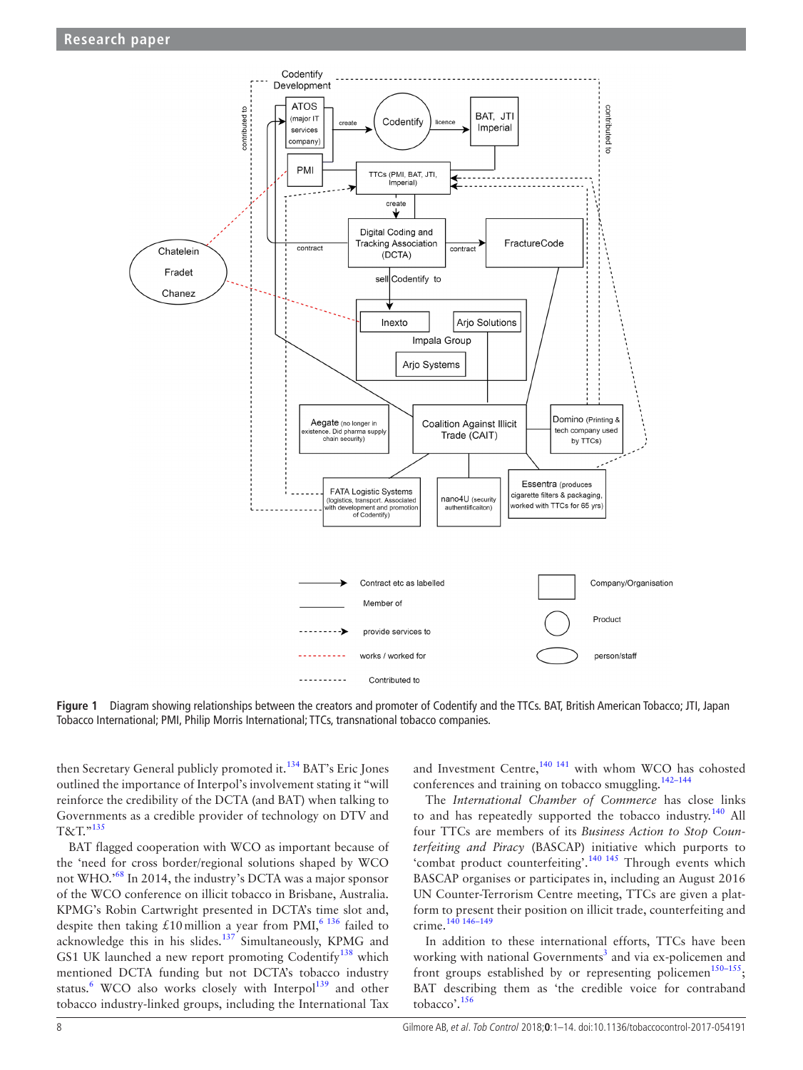Figure 1 Diagram showing relationships between the creators and promoter of Codentify and the TTCs. BAT, British American Tobacco; JTI, Japan Tobacco International; PMI, Philip Morris International; TTCs, transnational tobacco companies.

then Secretary General publicly promoted it.[134] BAT's Eric Jones outlined the importance of Interpol's involvement stating it "will reinforce the credibility of the DCTA (and BAT) when talking to Governments as a credible provider of technology on DTV and T&T."[135]

BAT flagged cooperation with WCO as important because of the 'need for cross border/regional solutions shaped by WCO not WHO.'[68] In 2014, the industry's DCTA was a major sponsor of the WCO conference on illicit tobacco in Brisbane, Australia. KPMG's Robin Cartwright presented in DCTA's time slot and, despite then taking £10 million a year from PMI,[6 136] failed to acknowledge this in his slides.[137] Simultaneously, KPMG and GS1 UK launched a new report promoting Codentify[138] which mentioned DCTA funding but not DCTA's tobacco industry status.[6] WCO also works closely with Interpol[139] and other tobacco industry-linked groups, including the International Tax and Investment Centre,[140 141] with whom WCO has cohosted conferences and training on tobacco smuggling.[142–144]

The *International Chamber of Commerce* has close links to and has repeatedly supported the tobacco industry.[140] All four TTCs are members of its *Business Action to Stop Counterfeiting and Piracy* (BASCAP) initiative which purports to 'combat product counterfeiting'.[140 145] Through events which BASCAP organises or participates in, including an August 2016 UN Counter-Terrorism Centre meeting, TTCs are given a platform to present their position on illicit trade, counterfeiting and crime.[140 146–149]

In addition to these international efforts, TTCs have been working with national Governments[3] and via ex-policemen and front groups established by or representing policemen[150–155]; BAT describing them as 'the credible voice for contraband tobacco'.[156]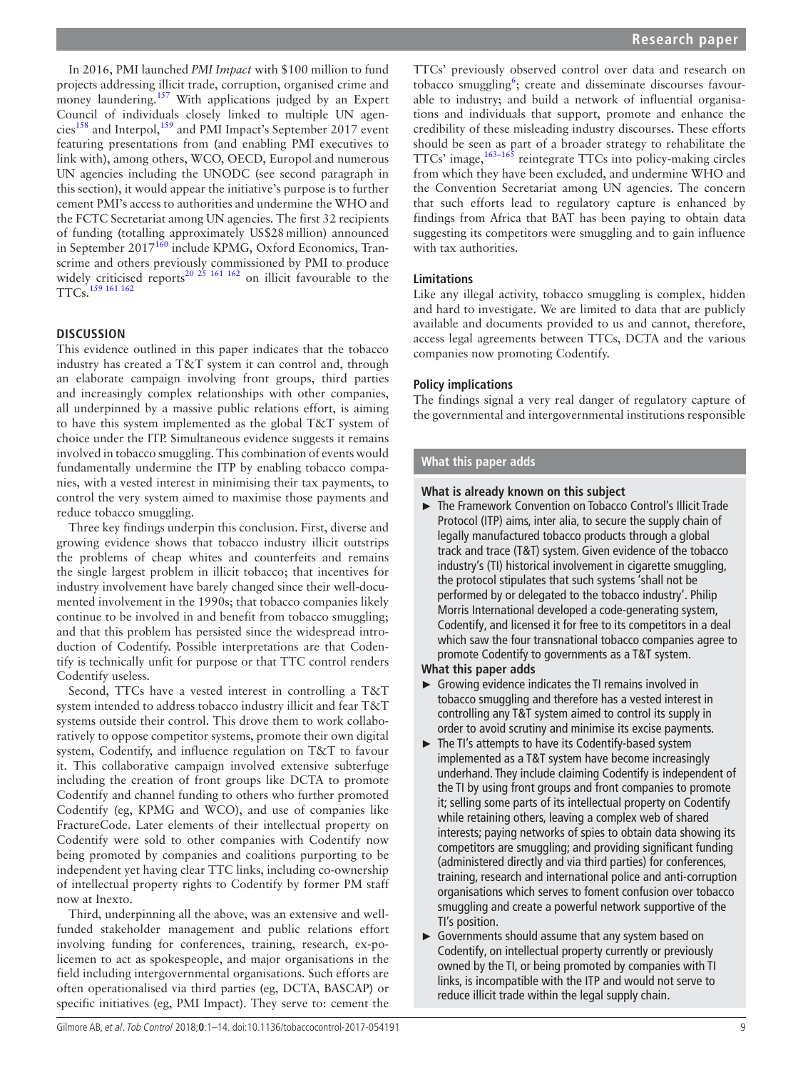In 2016, PMI launched *PMI Impact* with \$100 million to fund projects addressing illicit trade, corruption, organised crime and money laundering.[157] With applications judged by an Expert Council of individuals closely linked to multiple UN agencies[158] and Interpol,[159] and PMI Impact's September 2017 event featuring presentations from (and enabling PMI executives to link with), among others, WCO, OECD, Europol and numerous UN agencies including the UNODC (see second paragraph in this section), it would appear the initiative's purpose is to further cement PMI's access to authorities and undermine the WHO and the FCTC Secretariat among UN agencies. The first 32 recipients of funding (totalling approximately US\$28 million) announced in September 2017[160] include KPMG, Oxford Economics, Transcrime and others previously commissioned by PMI to produce widely criticised reports[20 25 161 162] on illicit favourable to the TTCs.[159 161 162]

## DISCUSSION

This evidence outlined in this paper indicates that the tobacco industry has created a T&T system it can control and, through an elaborate campaign involving front groups, third parties and increasingly complex relationships with other companies, all underpinned by a massive public relations effort, is aiming to have this system implemented as the global T&T system of choice under the ITP. Simultaneous evidence suggests it remains involved in tobacco smuggling. This combination of events would fundamentally undermine the ITP by enabling tobacco companies, with a vested interest in minimising their tax payments, to control the very system aimed to maximise those payments and reduce tobacco smuggling.

Three key findings underpin this conclusion. First, diverse and growing evidence shows that tobacco industry illicit outstrips the problems of cheap whites and counterfeits and remains the single largest problem in illicit tobacco; that incentives for industry involvement have barely changed since their well-documented involvement in the 1990s; that tobacco companies likely continue to be involved in and benefit from tobacco smuggling; and that this problem has persisted since the widespread introduction of Codentify. Possible interpretations are that Codentify is technically unfit for purpose or that TTC control renders Codentify useless.

Second, TTCs have a vested interest in controlling a T&T system intended to address tobacco industry illicit and fear T&T systems outside their control. This drove them to work collaboratively to oppose competitor systems, promote their own digital system, Codentify, and influence regulation on T&T to favour it. This collaborative campaign involved extensive subterfuge including the creation of front groups like DCTA to promote Codentify and channel funding to others who further promoted Codentify (eg, KPMG and WCO), and use of companies like FractureCode. Later elements of their intellectual property on Codentify were sold to other companies with Codentify now being promoted by companies and coalitions purporting to be independent yet having clear TTC links, including co-ownership of intellectual property rights to Codentify by former PM staff now at Inexto.

Third, underpinning all the above, was an extensive and well-funded stakeholder management and public relations effort involving funding for conferences, training, research, ex-policemen to act as spokespeople, and major organisations in the field including intergovernmental organisations. Such efforts are often operationalised via third parties (eg, DCTA, BASCAP) or specific initiatives (eg, PMI Impact). They serve to: cement the TTCs' previously observed control over data and research on tobacco smuggling[6]; create and disseminate discourses favourable to industry; and build a network of influential organisations and individuals that support, promote and enhance the credibility of these misleading industry discourses. These efforts should be seen as part of a broader strategy to rehabilitate the TTCs' image,[163–165] reintegrate TTCs into policy-making circles from which they have been excluded, and undermine WHO and the Convention Secretariat among UN agencies. The concern that such efforts lead to regulatory capture is enhanced by findings from Africa that BAT has been paying to obtain data suggesting its competitors were smuggling and to gain influence with tax authorities.

### Limitations

Like any illegal activity, tobacco smuggling is complex, hidden and hard to investigate. We are limited to data that are publicly available and documents provided to us and cannot, therefore, access legal agreements between TTCs, DCTA and the various companies now promoting Codentify.

### Policy implications

The findings signal a very real danger of regulatory capture of the governmental and intergovernmental institutions responsible

> **What this paper adds**
>
> **What is already known on this subject**
>
> - The Framework Convention on Tobacco Control's Illicit Trade Protocol (ITP) aims, inter alia, to secure the supply chain of legally manufactured tobacco products through a global track and trace (T&T) system. Given evidence of the tobacco industry's (TI) historical involvement in cigarette smuggling, the protocol stipulates that such systems 'shall not be performed by or delegated to the tobacco industry'. Philip Morris International developed a code-generating system, Codentify, and licensed it for free to its competitors in a deal which saw the four transnational tobacco companies agree to promote Codentify to governments as a T&T system.
>
> **What this paper adds**
>
> - Growing evidence indicates the TI remains involved in tobacco smuggling and therefore has a vested interest in controlling any T&T system aimed to control its supply in order to avoid scrutiny and minimise its excise payments.
> - The TI's attempts to have its Codentify-based system implemented as a T&T system have become increasingly underhand. They include claiming Codentify is independent of the TI by using front groups and front companies to promote it; selling some parts of its intellectual property on Codentify while retaining others, leaving a complex web of shared interests; paying networks of spies to obtain data showing its competitors are smuggling; and providing significant funding (administered directly and via third parties) for conferences, training, research and international police and anti-corruption organisations which serves to foment confusion over tobacco smuggling and create a powerful network supportive of the TI's position.
> - Governments should assume that any system based on Codentify, on intellectual property currently or previously owned by the TI, or being promoted by companies with TI links, is incompatible with the ITP and would not serve to reduce illicit trade within the legal supply chain.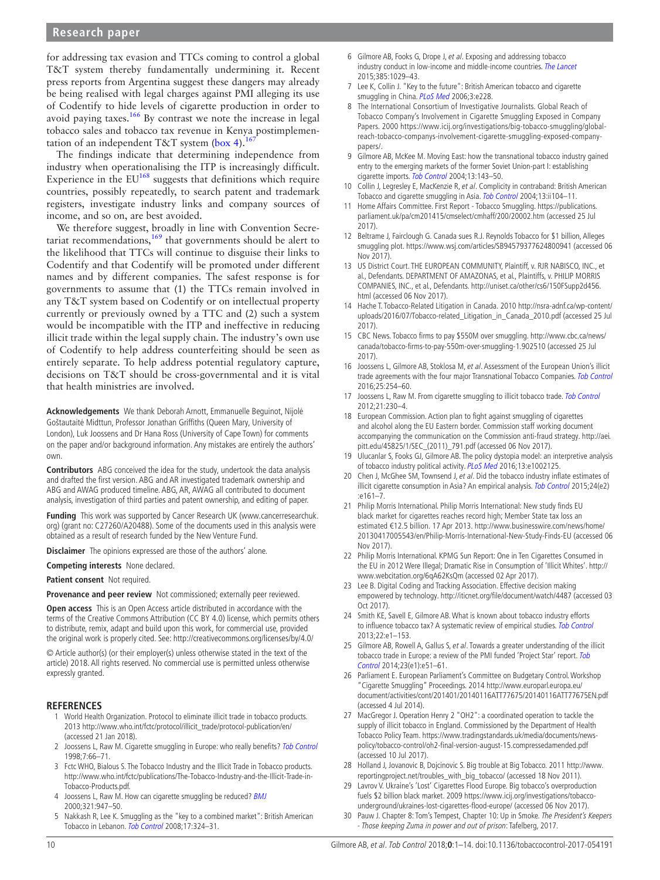for addressing tax evasion and TTCs coming to control a global T&T system thereby fundamentally undermining it. Recent press reports from Argentina suggest these dangers may already be being realised with legal charges against PMI alleging its use of Codentify to hide levels of cigarette production in order to avoid paying taxes.[166] By contrast we note the increase in legal tobacco sales and tobacco tax revenue in Kenya postimplementation of an independent T&T system (box 4).[167]

The findings indicate that determining independence from industry when operationalising the ITP is increasingly difficult. Experience in the EU[168] suggests that definitions which require countries, possibly repeatedly, to search patent and trademark registers, investigate industry links and company sources of income, and so on, are best avoided.

We therefore suggest, broadly in line with Convention Secretariat recommendations,[169] that governments should be alert to the likelihood that TTCs will continue to disguise their links to Codentify and that Codentify will be promoted under different names and by different companies. The safest response is for governments to assume that (1) the TTCs remain involved in any T&T system based on Codentify or on intellectual property currently or previously owned by a TTC and (2) such a system would be incompatible with the ITP and ineffective in reducing illicit trade within the legal supply chain. The industry's own use of Codentify to help address counterfeiting should be seen as entirely separate. To help address potential regulatory capture, decisions on T&T should be cross-governmental and it is vital that health ministries are involved.

**Acknowledgements** We thank Deborah Arnott, Emmanuelle Beguinot, Nijolė Goštautaitė Midttun, Professor Jonathan Griffiths (Queen Mary, University of London), Luk Joossens and Dr Hana Ross (University of Cape Town) for comments on the paper and/or background information. Any mistakes are entirely the authors' own.

**Contributors** ABG conceived the idea for the study, undertook the data analysis and drafted the first version. ABG and AR investigated trademark ownership and ABG and AWAG produced timeline. ABG, AR, AWAG all contributed to document analysis, investigation of third parties and patent ownership, and editing of paper.

**Funding** This work was supported by Cancer Research UK (www.cancerresearchuk.org) (grant no: C27260/A20488). Some of the documents used in this analysis were obtained as a result of research funded by the New Venture Fund.

**Disclaimer** The opinions expressed are those of the authors' alone.

**Competing interests** None declared.

**Patient consent** Not required.

**Provenance and peer review** Not commissioned; externally peer reviewed.

**Open access** This is an Open Access article distributed in accordance with the terms of the Creative Commons Attribution (CC BY 4.0) license, which permits others to distribute, remix, adapt and build upon this work, for commercial use, provided the original work is properly cited. See: http://creativecommons.org/licenses/by/4.0/

© Article author(s) (or their employer(s) unless otherwise stated in the text of the article) 2018. All rights reserved. No commercial use is permitted unless otherwise expressly granted.

## REFERENCES

1. World Health Organization. Protocol to eliminate illicit trade in tobacco products. 2013 http://www.who.int/fctc/protocol/illicit_trade/protocol-publication/en/ (accessed 21 Jan 2018).
2. Joossens L, Raw M. Cigarette smuggling in Europe: who really benefits? *Tob Control* 1998;7:66–71.
3. Fctc WHO, Bialous S. The Tobacco Industry and the Illicit Trade in Tobacco products. http://www.who.int/fctc/publications/The-Tobacco-Industry-and-the-Illicit-Trade-in-Tobacco-Products.pdf.
4. Joossens L, Raw M. How can cigarette smuggling be reduced? *BMJ* 2000;321:947–50.
5. Nakkash R, Lee K. Smuggling as the "key to a combined market": British American Tobacco in Lebanon. *Tob Control* 2008;17:324–31.
6. Gilmore AB, Fooks G, Drope J, *et al*. Exposing and addressing tobacco industry conduct in low-income and middle-income countries. *The Lancet* 2015;385:1029–43.
7. Lee K, Collin J. "Key to the future": British American tobacco and cigarette smuggling in China. *PLoS Med* 2006;3:e228.
8. The International Consortium of Investigative Journalists. Global Reach of Tobacco Company's Involvement in Cigarette Smuggling Exposed in Company Papers. 2000 https://www.icij.org/investigations/big-tobacco-smuggling/global-reach-tobacco-companys-involvement-cigarette-smuggling-exposed-company-papers/.
9. Gilmore AB, McKee M. Moving East: how the transnational tobacco industry gained entry to the emerging markets of the former Soviet Union-part I: establishing cigarette imports. *Tob Control* 2004;13:143–50.
10. Collin J, Legresley E, MacKenzie R, *et al*. Complicity in contraband: British American Tobacco and cigarette smuggling in Asia. *Tob Control* 2004;13:ii104–11.
11. Home Affairs Committee. First Report - Tobacco Smuggling. https://publications.parliament.uk/pa/cm201415/cmselect/cmhaff/200/20002.htm (accessed 25 Jul 2017).
12. Beltrame J, Fairclough G. Canada sues R.J. Reynolds Tobacco for $1 billion, Alleges smuggling plot. https://www.wsj.com/articles/SB94579377624800941 (accessed 06 Nov 2017).
13. US District Court. THE EUROPEAN COMMUNITY, Plaintiff, v. RJR NABISCO, INC., et al., Defendants. DEPARTMENT OF AMAZONAS, et al., Plaintiffs, v. PHILIP MORRIS COMPANIES, INC., et al., Defendants. http://uniset.ca/other/cs6/150FSupp2d456.html (accessed 06 Nov 2017).
14. Hache T. Tobacco-Related Litigation in Canada. 2010 http://nsra-adnf.ca/wp-content/uploads/2016/07/Tobacco-related_Litigation_in_Canada_2010.pdf (accessed 25 Jul 2017).
15. CBC News. Tobacco firms to pay $550M over smuggling. http://www.cbc.ca/news/canada/tobacco-firms-to-pay-550m-over-smuggling-1.902510 (accessed 25 Jul 2017).
16. Joossens L, Gilmore AB, Stoklosa M, *et al*. Assessment of the European Union's illicit trade agreements with the four major Transnational Tobacco Companies. *Tob Control* 2016;25:254–60.
17. Joossens L, Raw M. From cigarette smuggling to illicit tobacco trade. *Tob Control* 2012;21:230–4.
18. European Commission. Action plan to fight against smuggling of cigarettes and alcohol along the EU Eastern border. Commission staff working document accompanying the communication on the Commission anti-fraud strategy. http://aei.pitt.edu/45825/1/SEC_(2011)_791.pdf (accessed 06 Nov 2017).
19. Ulucanlar S, Fooks GJ, Gilmore AB. The policy dystopia model: an interpretive analysis of tobacco industry political activity. *PLoS Med* 2016;13:e1002125.
20. Chen J, McGhee SM, Townsend J, *et al*. Did the tobacco industry inflate estimates of illicit cigarette consumption in Asia? An empirical analysis. *Tob Control* 2015;24(e2):e161–7.
21. Philip Morris International. Philip Morris International: New study finds EU black market for cigarettes reaches record high; Member State tax loss an estimated €12.5 billion. 17 Apr 2013. http://www.businesswire.com/news/home/20130417005543/en/Philip-Morris-International-New-Study-Finds-EU (accessed 06 Nov 2017).
22. Philip Morris International. KPMG Sun Report: One in Ten Cigarettes Consumed in the EU in 2012 Were Illegal; Dramatic Rise in Consumption of 'Illicit Whites'. http://www.webcitation.org/6qA62KsQm (accessed 02 Apr 2017).
23. Lee B. Digital Coding and Tracking Association. Effective decision making empowered by technology. http://iticnet.org/file/document/watch/4487 (accessed 03 Oct 2017).
24. Smith KE, Savell E, Gilmore AB. What is known about tobacco industry efforts to influence tobacco tax? A systematic review of empirical studies. *Tob Control* 2013;22:e1–153.
25. Gilmore AB, Rowell A, Gallus S, *et al*. Towards a greater understanding of the illicit tobacco trade in Europe: a review of the PMI funded 'Project Star' report. *Tob Control* 2014;23(e1):e51–61.
26. Parliament E. European Parliament's Committee on Budgetary Control. Workshop "Cigarette Smuggling" Proceedings. 2014 http://www.europarl.europa.eu/document/activities/cont/201401/20140116ATT77675/20140116ATT77675EN.pdf (accessed 4 Jul 2014).
27. MacGregor J. Operation Henry 2 "OH2": a coordinated operation to tackle the supply of illicit tobacco in England. Commissioned by the Department of Health Tobacco Policy Team. https://www.tradingstandards.uk/media/documents/news-policy/tobacco-control/oh2-final-version-august-15.compressedamended.pdf (accessed 10 Jul 2017).
28. Holland J, Jovanovic B, Dojcinovic S. Big trouble at Big Tobacco. 2011 http://www.reportingproject.net/troubles_with_big_tobacco/ (accessed 18 Nov 2011).
29. Lavrov V. Ukraine's 'Lost' Cigarettes Flood Europe. Big tobacco's overproduction fuels $2 billion black market. 2009 https://www.icij.org/investigations/tobacco-underground/ukraines-lost-cigarettes-flood-europe/ (accessed 06 Nov 2017).
30. Pauw J. Chapter 8: Tom's Tempest, Chapter 10: Up in Smoke. *The President's Keepers - Those keeping Zuma in power and out of prison*: Tafelberg, 2017.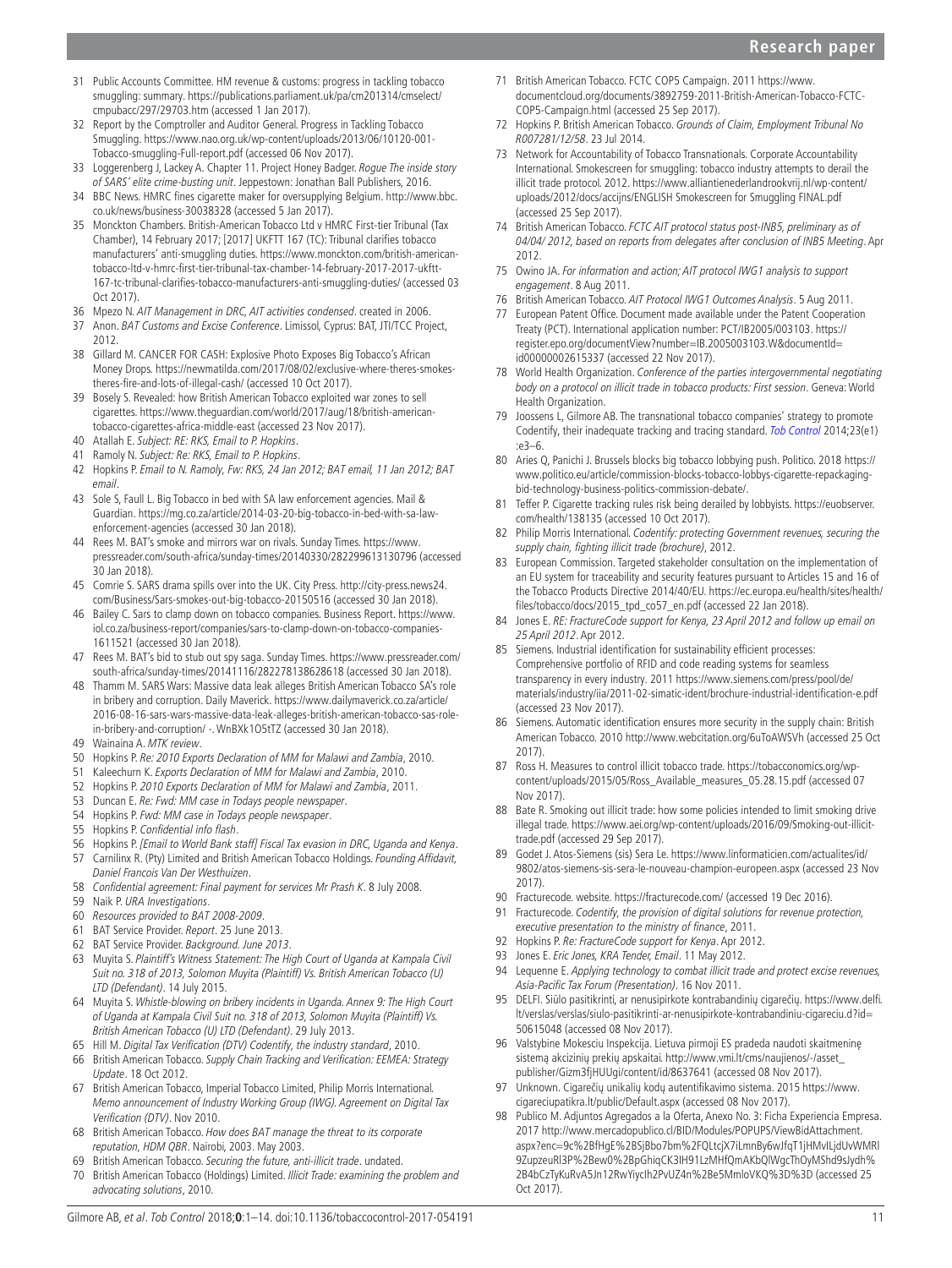31 Public Accounts Committee. HM revenue & customs: progress in tackling tobacco smuggling: summary. https://publications.parliament.uk/pa/cm201314/cmselect/cmpubacc/297/29703.htm (accessed 1 Jan 2017).
32 Report by the Comptroller and Auditor General. Progress in Tackling Tobacco Smuggling. https://www.nao.org.uk/wp-content/uploads/2013/06/10120-001-Tobacco-smuggling-Full-report.pdf (accessed 06 Nov 2017).
33 Loggerenberg J, Lackey A. Chapter 11. Project Honey Badger. *Rogue The inside story of SARS' elite crime-busting unit*. Jeppestown: Jonathan Ball Publishers, 2016.
34 BBC News. HMRC fines cigarette maker for oversupplying Belgium. http://www.bbc.co.uk/news/business-30038328 (accessed 5 Jan 2017).
35 Monckton Chambers. British-American Tobacco Ltd v HMRC First-tier Tribunal (Tax Chamber), 14 February 2017; [2017] UKFTT 167 (TC): Tribunal clarifies tobacco manufacturers' anti-smuggling duties. https://www.monckton.com/british-american-tobacco-ltd-v-hmrc-first-tier-tribunal-tax-chamber-14-february-2017-2017-ukftt-167-tc-tribunal-clarifies-tobacco-manufacturers-anti-smuggling-duties/ (accessed 03 Oct 2017).
36 Mpezo N. *AIT Management in DRC, AIT activities condensed*. created in 2006.
37 Anon. *BAT Customs and Excise Conference*. Limissol, Cyprus: BAT, JTI/TCC Project, 2012.
38 Gillard M. CANCER FOR CASH: Explosive Photo Exposes Big Tobacco's African Money Drops. https://newmatilda.com/2017/08/02/exclusive-where-theres-smokes-theres-fire-and-lots-of-illegal-cash/ (accessed 10 Oct 2017).
39 Bosely S. Revealed: how British American Tobacco exploited war zones to sell cigarettes. https://www.theguardian.com/world/2017/aug/18/british-american-tobacco-cigarettes-africa-middle-east (accessed 23 Nov 2017).
40 Atallah E. *Subject: RE: RKS, Email to P. Hopkins*.
41 Ramoly N. *Subject: Re: RKS, Email to P. Hopkins*.
42 Hopkins P. *Email to N. Ramoly, Fw: RKS, 24 Jan 2012; BAT email, 11 Jan 2012; BAT email*.
43 Sole S, Faull L. Big Tobacco in bed with SA law enforcement agencies. Mail & Guardian. https://mg.co.za/article/2014-03-20-big-tobacco-in-bed-with-sa-law-enforcement-agencies (accessed 30 Jan 2018).
44 Rees M. BAT's smoke and mirrors war on rivals. Sunday Times. https://www.pressreader.com/south-africa/sunday-times/20140330/282299613130796 (accessed 30 Jan 2018).
45 Comrie S. SARS drama spills over into the UK. City Press. http://city-press.news24.com/Business/Sars-smokes-out-big-tobacco-20150516 (accessed 30 Jan 2018).
46 Bailey C. Sars to clamp down on tobacco companies. Business Report. https://www.iol.co.za/business-report/companies/sars-to-clamp-down-on-tobacco-companies-1611521 (accessed 30 Jan 2018).
47 Rees M. BAT's bid to stub out spy saga. Sunday Times. https://www.pressreader.com/south-africa/sunday-times/20141116/282278138628618 (accessed 30 Jan 2018).
48 Thamm M. SARS Wars: Massive data leak alleges British American Tobacco SA's role in bribery and corruption. Daily Maverick. https://www.dailymaverick.co.za/article/2016-08-16-sars-wars-massive-data-leak-alleges-british-american-tobacco-sas-role-in-bribery-and-corruption/ -. WnBXk1O5tTZ (accessed 30 Jan 2018).
49 Wainaina A. *MTK review*.
50 Hopkins P. *Re: 2010 Exports Declaration of MM for Malawi and Zambia*, 2010.
51 Kaleechurn K. *Exports Declaration of MM for Malawi and Zambia*, 2010.
52 Hopkins P. *2010 Exports Declaration of MM for Malawi and Zambia*, 2011.
53 Duncan E. *Re: Fwd: MM case in Todays people newspaper*.
54 Hopkins P. *Fwd: MM case in Todays people newspaper*.
55 Hopkins P. *Confidential info flash*.
56 Hopkins P. *[Email to World Bank staff] Fiscal Tax evasion in DRC, Uganda and Kenya*.
57 Carnilinx R. (Pty) Limited and British American Tobacco Holdings. *Founding Affidavit, Daniel Francois Van Der Westhuizen*.
58 *Confidential agreement: Final payment for services Mr Prash K*. 8 July 2008.
59 Naik P. *URA Investigations*.
60 *Resources provided to BAT 2008-2009*.
61 BAT Service Provider. *Report*. 25 June 2013.
62 BAT Service Provider. *Background. June 2013*.
63 Muyita S. *Plaintiff's Witness Statement: The High Court of Uganda at Kampala Civil Suit no. 318 of 2013, Solomon Muyita (Plaintiff) Vs. British American Tobacco (U) LTD (Defendant)*. 14 July 2015.
64 Muyita S. *Whistle-blowing on bribery incidents in Uganda. Annex 9: The High Court of Uganda at Kampala Civil Suit no. 318 of 2013, Solomon Muyita (Plaintiff) Vs. British American Tobacco (U) LTD (Defendant)*. 29 July 2013.
65 Hill M. *Digital Tax Verification (DTV) Codentify, the industry standard*, 2010.
66 British American Tobacco. *Supply Chain Tracking and Verification: EEMEA: Strategy Update*. 18 Oct 2012.
67 British American Tobacco, Imperial Tobacco Limited, Philip Morris International. *Memo announcement of Industry Working Group (IWG). Agreement on Digital Tax Verification (DTV)*. Nov 2010.
68 British American Tobacco. *How does BAT manage the threat to its corporate reputation, HDM QBR*. Nairobi, 2003. May 2003.
69 British American Tobacco. *Securing the future, anti-illicit trade*. undated.
70 British American Tobacco (Holdings) Limited. *Illicit Trade: examining the problem and advocating solutions*, 2010.
71 British American Tobacco. FCTC COP5 Campaign. 2011 https://www.documentcloud.org/documents/3892759-2011-British-American-Tobacco-FCTC-COP5-Campaign.html (accessed 25 Sep 2017).
72 Hopkins P. British American Tobacco. *Grounds of Claim, Employment Tribunal No R007281/12/58*. 23 Jul 2014.
73 Network for Accountability of Tobacco Transnationals. Corporate Accountability International. Smokescreen for smuggling: tobacco industry attempts to derail the illicit trade protocol. 2012. https://www.alliantienederlandrookvrij.nl/wp-content/uploads/2012/docs/accijns/ENGLISH Smokescreen for Smuggling FINAL.pdf (accessed 25 Sep 2017).
74 British American Tobacco. *FCTC AIT protocol status post-INB5, preliminary as of 04/04/ 2012, based on reports from delegates after conclusion of INB5 Meeting*. Apr 2012.
75 Owino JA. *For information and action; AIT protocol IWG1 analysis to support engagement*. 8 Aug 2011.
76 British American Tobacco. *AIT Protocol IWG1 Outcomes Analysis*. 5 Aug 2011.
77 European Patent Office. Document made available under the Patent Cooperation Treaty (PCT). International application number: PCT/IB2005/003103. https://register.epo.org/documentView?number=IB.2005003103.W&documentId=id00000002615337 (accessed 22 Nov 2017).
78 World Health Organization. *Conference of the parties intergovernmental negotiating body on a protocol on illicit trade in tobacco products: First session*. Geneva: World Health Organization.
79 Joossens L, Gilmore AB. The transnational tobacco companies' strategy to promote Codentify, their inadequate tracking and tracing standard. *Tob Control* 2014;23(e1):e3–6.
80 Aries Q, Panichi J. Brussels blocks big tobacco lobbying push. Politico. 2018 https://www.politico.eu/article/commission-blocks-tobacco-lobbys-cigarette-repackaging-bid-technology-business-politics-commission-debate/.
81 Teffer P. Cigarette tracking rules risk being derailed by lobbyists. https://euobserver.com/health/138135 (accessed 10 Oct 2017).
82 Philip Morris International. *Codentify: protecting Government revenues, securing the supply chain, fighting illicit trade (brochure)*, 2012.
83 European Commission. Targeted stakeholder consultation on the implementation of an EU system for traceability and security features pursuant to Articles 15 and 16 of the Tobacco Products Directive 2014/40/EU. https://ec.europa.eu/health/sites/health/files/tobacco/docs/2015_tpd_co57_en.pdf (accessed 22 Jan 2018).
84 Jones E. *RE: FractureCode support for Kenya, 23 April 2012 and follow up email on 25 April 2012*. Apr 2012.
85 Siemens. Industrial identification for sustainability efficient processes: Comprehensive portfolio of RFID and code reading systems for seamless transparency in every industry. 2011 https://www.siemens.com/press/pool/de/materials/industry/iia/2011-02-simatic-ident/brochure-industrial-identification-e.pdf (accessed 23 Nov 2017).
86 Siemens. Automatic identification ensures more security in the supply chain: British American Tobacco. 2010 http://www.webcitation.org/6uToAWSVh (accessed 25 Oct 2017).
87 Ross H. Measures to control illicit tobacco trade. https://tobacconomics.org/wp-content/uploads/2015/05/Ross_Available_measures_05.28.15.pdf (accessed 07 Nov 2017).
88 Bate R. Smoking out illicit trade: how some policies intended to limit smoking drive illegal trade. https://www.aei.org/wp-content/uploads/2016/09/Smoking-out-illicit-trade.pdf (accessed 29 Sep 2017).
89 Godet J. Atos-Siemens (sis) Sera Le. https://www.linformaticien.com/actualites/id/9802/atos-siemens-sis-sera-le-nouveau-champion-europeen.aspx (accessed 23 Nov 2017).
90 Fracturecode. website. https://fracturecode.com/ (accessed 19 Dec 2016).
91 Fracturecode. *Codentify, the provision of digital solutions for revenue protection, executive presentation to the ministry of finance*, 2011.
92 Hopkins P. *Re: FractureCode support for Kenya*. Apr 2012.
93 Jones E. *Eric Jones, KRA Tender, Email*. 11 May 2012.
94 Lequenne E. *Applying technology to combat illicit trade and protect excise revenues, Asia-Pacific Tax Forum (Presentation)*. 16 Nov 2011.
95 DELFI. Siūlo pasitikrinti, ar nenusipirkote kontrabandinių cigarečių. https://www.delfi.lt/verslas/verslas/siulo-pasitikrinti-ar-nenusipirkote-kontrabandiniu-cigareciu.d?id=50615048 (accessed 08 Nov 2017).
96 Valstybine Mokesciu Inspekcija. Lietuva pirmoji ES pradeda naudoti skaitmeninę sistemą akcizinių prekių apskaitai. http://www.vmi.lt/cms/naujienos/-/asset_publisher/Gizm3fjHUUgi/content/id/8637641 (accessed 08 Nov 2017).
97 Unknown. Cigarečių unikalių kodų autentifikavimo sistema. 2015 https://www.cigareciupatikra.lt/public/Default.aspx (accessed 08 Nov 2017).
98 Publico M. Adjuntos Agregados a la Oferta, Anexo No. 3: Ficha Experiencia Empresa. 2017 http://www.mercadopublico.cl/BID/Modules/POPUPS/ViewBidAttachment.aspx?enc=9c%2BfHgE%2BSjBbo7bm%2FQLtcjX7iLmnBy6wJfqT1jHMvlLjdUvWMRl9ZupzeuRl3P%2Bew0%2BpGhiqCK3IH91LzMHfQmAKbQlWgcThOyMShd9sJydh%2B4bCzTyKuRvA5Jn12RwYiycIh2PvUZ4n%2Be5MmloVKQ%3D%3D (accessed 25 Oct 2017).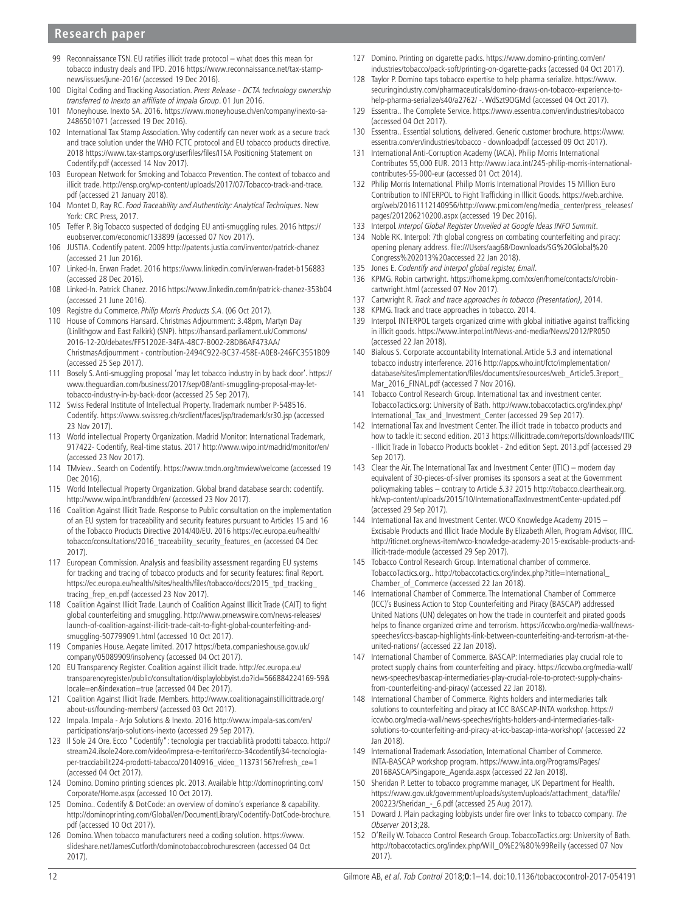99 Reconnaissance TSN. EU ratifies illicit trade protocol – what does this mean for tobacco industry deals and TPD. 2016 https://www.reconnaissance.net/tax-stamp-news/issues/june-2016/ (accessed 19 Dec 2016).

100 Digital Coding and Tracking Association. *Press Release - DCTA technology ownership transferred to Inexto an affiliate of Impala Group*. 01 Jun 2016.

101 Moneyhouse. Inexto SA. 2016. https://www.moneyhouse.ch/en/company/inexto-sa-2486501071 (accessed 19 Dec 2016).

102 International Tax Stamp Association. Why codentify can never work as a secure track and trace solution under the WHO FCTC protocol and EU tobacco products directive. 2018 https://www.tax-stamps.org/userfiles/files/ITSA Positioning Statement on Codentify.pdf (accessed 14 Nov 2017).

103 European Network for Smoking and Tobacco Prevention. The context of tobacco and illicit trade. http://ensp.org/wp-content/uploads/2017/07/Tobacco-track-and-trace.pdf (accessed 21 January 2018).

104 Montet D, Ray RC. *Food Traceability and Authenticity: Analytical Techniques*. New York: CRC Press, 2017.

105 Teffer P. Big Tobacco suspected of dodging EU anti-smuggling rules. 2016 https://euobserver.com/economic/133899 (accessed 07 Nov 2017).

106 JUSTIA. Codentify patent. 2009 http://patents.justia.com/inventor/patrick-chanez (accessed 21 Jun 2016).

107 Linked-In. Erwan Fradet. 2016 https://www.linkedin.com/in/erwan-fradet-b156883 (accessed 28 Dec 2016).

108 Linked-In. Patrick Chanez. 2016 https://www.linkedin.com/in/patrick-chanez-353b04 (accessed 21 June 2016).

109 Registre du Commerce. *Philip Morris Products S.A*. (06 Oct 2017).

110 House of Commons Hansard. Christmas Adjournment: 3.48pm, Martyn Day (Linlithgow and East Falkirk) (SNP). https://hansard.parliament.uk/Commons/2016-12-20/debates/FF51202E-34FA-48C7-B002-28DB6AF473AA/ChristmasAdjournment - contribution-2494C922-BC37-458E-A0E8-246FC3551B09 (accessed 25 Sep 2017).

111 Bosely S. Anti-smuggling proposal 'may let tobacco industry in by back door'. https://www.theguardian.com/business/2017/sep/08/anti-smuggling-proposal-may-let-tobacco-industry-in-by-back-door (accessed 25 Sep 2017).

112 Swiss Federal Institute of Intellectual Property. Trademark number P-548516. Codentify. https://www.swissreg.ch/srclient/faces/jsp/trademark/sr30.jsp (accessed 23 Nov 2017).

113 World intellectual Property Organization. Madrid Monitor: International Trademark, 917422- Codentify, Real-time status. 2017 http://www.wipo.int/madrid/monitor/en/ (accessed 23 Nov 2017).

114 TMview.. Search on Codentify. https://www.tmdn.org/tmview/welcome (accessed 19 Dec 2016).

115 World Intellectual Property Organization. Global brand database search: codentify. http://www.wipo.int/branddb/en/ (accessed 23 Nov 2017).

116 Coalition Against Illicit Trade. Response to Public consultation on the implementation of an EU system for traceability and security features pursuant to Articles 15 and 16 of the Tobacco Products Directive 2014/40/EU. 2016 https://ec.europa.eu/health/tobacco/consultations/2016_traceability_security_features_en (accessed 04 Dec 2017).

117 European Commission. Analysis and feasibility assessment regarding EU systems for tracking and tracing of tobacco products and for security features: final Report. https://ec.europa.eu/health//sites/health/files/tobacco/docs/2015_tpd_tracking_tracing_frep_en.pdf (accessed 23 Nov 2017).

118 Coalition Against Illicit Trade. Launch of Coalition Against Illicit Trade (CAIT) to fight global counterfeiting and smuggling. http://www.prnewswire.com/news-releases/launch-of-coalition-against-illicit-trade-cait-to-fight-global-counterfeiting-and-smuggling-507799091.html (accessed 10 Oct 2017).

119 Companies House. Aegate limited. 2017 https://beta.companieshouse.gov.uk/company/05089909/insolvency (accessed 04 Oct 2017).

120 EU Transparency Register. Coalition against illicit trade. http://ec.europa.eu/transparencyregister/public/consultation/displaylobbyist.do?id=566884224169-59&locale=en&indexation=true (accessed 04 Dec 2017).

121 Coalition Against Illicit Trade. Members. http://www.coalitionagainstillicittrade.org/about-us/founding-members/ (accessed 03 Oct 2017).

122 Impala. Impala - Arjo Solutions & Inexto. 2016 http://www.impala-sas.com/en/participations/arjo-solutions-inexto (accessed 29 Sep 2017).

123 Il Sole 24 Ore. Ecco "Codentify": tecnologia per tracciabilità prodotti tabacco. http://stream24.ilsole24ore.com/video/impresa-e-territori/ecco-34codentify34-tecnologia-per-tracciabilit224-prodotti-tabacco/20140916_video_11373156?refresh_ce=1 (accessed 04 Oct 2017).

124 Domino. Domino printing sciences plc. 2013. Available http://dominoprinting.com/Corporate/Home.aspx (accessed 10 Oct 2017).

125 Domino.. Codentify & DotCode: an overview of domino's experiance & capability. http://dominoprinting.com/Global/en/DocumentLibrary/Codentify-DotCode-brochure.pdf (accessed 10 Oct 2017).

126 Domino. When tobacco manufacturers need a coding solution. https://www.slideshare.net/JamesCutforth/dominotobaccobrochurescreen (accessed 04 Oct 2017).

127 Domino. Printing on cigarette packs. https://www.domino-printing.com/en/industries/tobacco/pack-soft/printing-on-cigarette-packs (accessed 04 Oct 2017).

128 Taylor P. Domino taps tobacco expertise to help pharma serialize. https://www.securingindustry.com/pharmaceuticals/domino-draws-on-tobacco-experience-to-help-pharma-serialize/s40/a2762/ -. WdSzt9OGMcl (accessed 04 Oct 2017).

129 Essentra.. The Complete Service. https://www.essentra.com/en/industries/tobacco (accessed 04 Oct 2017).

130 Essentra.. Essential solutions, delivered. Generic customer brochure. https://www.essentra.com/en/industries/tobacco - downloadpdf (accessed 09 Oct 2017).

131 International Anti-Corruption Academy (IACA). Philip Morris International Contributes 55,000 EUR. 2013 http://www.iaca.int/245-philip-morris-international-contributes-55-000-eur (accessed 01 Oct 2014).

132 Philip Morris International. Philip Morris International Provides 15 Million Euro Contribution to INTERPOL to Fight Trafficking in Illicit Goods. https://web.archive.org/web/20161112140956/http://www.pmi.com/eng/media_center/press_releases/pages/201206210200.aspx (accessed 19 Dec 2016).

133 Interpol. *Interpol Global Register Unveiled at Google Ideas INFO Summit*.

134 Noble RK. Interpol: 7th global congress on combating counterfeiting and piracy: opening plenary address. file:///Users/aag68/Downloads/SG%20Global%20Congress%202013%20accessed 22 Jan 2018).

135 Jones E. *Codentify and interpol global register, Email*.

136 KPMG. Robin cartwright. https://home.kpmg.com/xx/en/home/contacts/c/robin-cartwright.html (accessed 07 Nov 2017).

137 Cartwright R. *Track and trace approaches in tobacco (Presentation)*, 2014.

138 KPMG. Track and trace approaches in tobacco. 2014.

139 Interpol. INTERPOL targets organized crime with global initiative against trafficking in illicit goods. https://www.interpol.int/News-and-media/News/2012/PR050 (accessed 22 Jan 2018).

140 Bialous S. Corporate accountability International. Article 5.3 and international tobacco industry interference. 2016 http://apps.who.int/fctc/implementation/database/sites/implementation/files/documents/resources/web_Article5.3report_Mar_2016_FINAL.pdf (accessed 7 Nov 2016).

141 Tobacco Control Research Group. International tax and investment center. TobaccoTactics.org: University of Bath. http://www.tobaccotactics.org/index.php/International_Tax_and_Investment_Center (accessed 29 Sep 2017).

142 International Tax and Investment Center. The illicit trade in tobacco products and how to tackle it: second edition. 2013 https://illicittrade.com/reports/downloads/ITIC - Illicit Trade in Tobacco Products booklet - 2nd edition Sept. 2013.pdf (accessed 29 Sep 2017).

143 Clear the Air. The International Tax and Investment Center (ITIC) – modern day equivalent of 30-pieces-of-silver promises its sponsors a seat at the Government policymaking tables – contrary to Article 5.3? 2015 http://tobacco.cleartheair.org.hk/wp-content/uploads/2015/10/InternationalTaxInvestmentCenter-updated.pdf (accessed 29 Sep 2017).

144 International Tax and Investment Center. WCO Knowledge Academy 2015 – Excisable Products and Illicit Trade Module By Elizabeth Allen, Program Advisor, ITIC. http://iticnet.org/news-item/wco-knowledge-academy-2015-excisable-products-and-illicit-trade-module (accessed 29 Sep 2017).

145 Tobacco Control Research Group. International chamber of commerce. TobaccoTactics.org.. http://tobaccotactics.org/index.php?title=International_Chamber_of_Commerce (accessed 22 Jan 2018).

146 International Chamber of Commerce. The International Chamber of Commerce (ICC)'s Business Action to Stop Counterfeiting and Piracy (BASCAP) addressed United Nations (UN) delegates on how the trade in counterfeit and pirated goods helps to finance organized crime and terrorism. https://iccwbo.org/media-wall/news-speeches/iccs-bascap-highlights-link-between-counterfeiting-and-terrorism-at-the-united-nations/ (accessed 22 Jan 2018).

147 International Chamber of Commerce. BASCAP: Intermediaries play crucial role to protect supply chains from counterfeiting and piracy. https://iccwbo.org/media-wall/news-speeches/bascap-intermediaries-play-crucial-role-to-protect-supply-chains-from-counterfeiting-and-piracy/ (accessed 22 Jan 2018).

148 International Chamber of Commerce. Rights holders and intermediaries talk solutions to counterfeiting and piracy at ICC BASCAP-INTA workshop. https://iccwbo.org/media-wall/news-speeches/rights-holders-and-intermediaries-talk-solutions-to-counterfeiting-and-piracy-at-icc-bascap-inta-workshop/ (accessed 22 Jan 2018).

149 International Trademark Association, International Chamber of Commerce. INTA-BASCAP workshop program. https://www.inta.org/Programs/Pages/2016BASCAPSingapore_Agenda.aspx (accessed 22 Jan 2018).

150 Sheridan P. Letter to tobacco programme manager, UK Department for Health. https://www.gov.uk/government/uploads/system/uploads/attachment_data/file/200223/Sheridan_-_6.pdf (accessed 25 Aug 2017).

151 Doward J. Plain packaging lobbyists under fire over links to tobacco company. *The Observer* 2013;28.

152 O'Reilly W. Tobacco Control Research Group. TobaccoTactics.org: University of Bath. http://tobaccotactics.org/index.php/Will_O%E2%80%99Reilly (accessed 07 Nov 2017).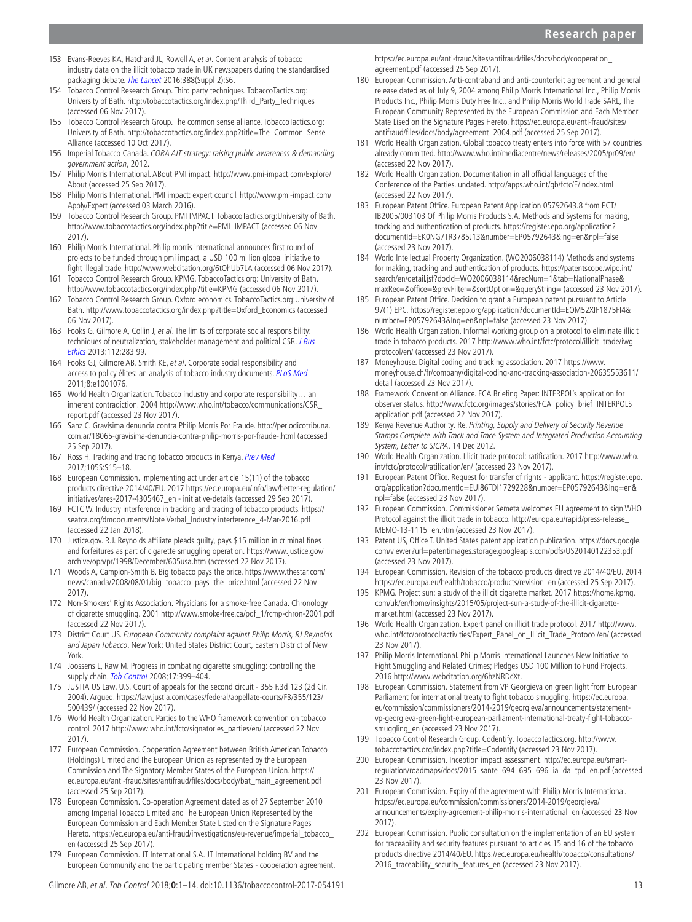153 Evans-Reeves KA, Hatchard JL, Rowell A, *et al*. Content analysis of tobacco industry data on the illicit tobacco trade in UK newspapers during the standardised packaging debate. *The Lancet* 2016;388(Suppl 2):S6.

154 Tobacco Control Research Group. Third party techniques. TobaccoTactics.org: University of Bath. http://tobaccotactics.org/index.php/Third_Party_Techniques (accessed 06 Nov 2017).

155 Tobacco Control Research Group. The common sense alliance. TobaccoTactics.org: University of Bath. http://tobaccotactics.org/index.php?title=The_Common_Sense_Alliance (accessed 10 Oct 2017).

156 Imperial Tobacco Canada. *CORA AIT strategy: raising public awareness & demanding government action*, 2012.

157 Philip Morris International. ABout PMI impact. http://www.pmi-impact.com/Explore/About (accessed 25 Sep 2017).

158 Philip Morris International. PMI impact: expert council. http://www.pmi-impact.com/Apply/Expert (accessed 03 March 2016).

159 Tobacco Control Research Group. PMI IMPACT. TobaccoTactics.org:University of Bath. http://www.tobaccotactics.org/index.php?title=PMI_IMPACT (accessed 06 Nov 2017).

160 Philip Morris International. Philip morris international announces first round of projects to be funded through pmi impact, a USD 100 million global initiative to fight illegal trade. http://www.webcitation.org/6tOhUb7LA (accessed 06 Nov 2017).

161 Tobacco Control Research Group. KPMG. TobaccoTactics.org: University of Bath. http://www.tobaccotactics.org/index.php?title=KPMG (accessed 06 Nov 2017).

162 Tobacco Control Research Group. Oxford economics. TobaccoTactics.org:University of Bath. http://www.tobaccotactics.org/index.php?title=Oxford_Economics (accessed 06 Nov 2017).

163 Fooks G, Gilmore A, Collin J, *et al*. The limits of corporate social responsibility: techniques of neutralization, stakeholder management and political CSR. *J Bus Ethics* 2013:112:283 99.

164 Fooks GJ, Gilmore AB, Smith KE, *et al*. Corporate social responsibility and access to policy élites: an analysis of tobacco industry documents. *PLoS Med* 2011;8:e1001076.

165 World Health Organization. Tobacco industry and corporate responsibility… an inherent contradiction. 2004 http://www.who.int/tobacco/communications/CSR_report.pdf (accessed 23 Nov 2017).

166 Sanz C. Gravísima denuncia contra Philip Morris Por Fraude. http://periodicotribuna.com.ar/18065-gravisima-denuncia-contra-philip-morris-por-fraude-.html (accessed 25 Sep 2017).

167 Ross H. Tracking and tracing tobacco products in Kenya. *Prev Med* 2017;105S:S15–18.

168 European Commission. Implementing act under article 15(11) of the tobacco products directive 2014/40/EU. 2017 https://ec.europa.eu/info/law/better-regulation/initiatives/ares-2017-4305467_en - initiative-details (accessed 29 Sep 2017).

169 FCTC W. Industry interference in tracking and tracing of tobacco products. https://seatca.org/dmdocuments/Note Verbal_Industry interference_4-Mar-2016.pdf (accessed 22 Jan 2018).

170 Justice.gov. R.J. Reynolds affiliate pleads guilty, pays $15 million in criminal fines and forfeitures as part of cigarette smuggling operation. https://www.justice.gov/archive/opa/pr/1998/December/605usa.htm (accessed 22 Nov 2017).

171 Woods A, Campion-Smith B. Big tobacco pays the price. https://www.thestar.com/news/canada/2008/08/01/big_tobacco_pays_the_price.html (accessed 22 Nov 2017).

172 Non-Smokers' Rights Association. Physicians for a smoke-free Canada. Chronology of cigarette smuggling. 2001 http://www.smoke-free.ca/pdf_1/rcmp-chron-2001.pdf (accessed 22 Nov 2017).

173 District Court US. *European Community complaint against Philip Morris, RJ Reynolds and Japan Tobacco*. New York: United States District Court, Eastern District of New York.

174 Joossens L, Raw M. Progress in combating cigarette smuggling: controlling the supply chain. *Tob Control* 2008;17:399–404.

175 JUSTIA US Law. U.S. Court of appeals for the second circuit - 355 F.3d 123 (2d Cir. 2004). Argued. https://law.justia.com/cases/federal/appellate-courts/F3/355/123/500439/ (accessed 22 Nov 2017).

176 World Health Organization. Parties to the WHO framework convention on tobacco control. 2017 http://www.who.int/fctc/signatories_parties/en/ (accessed 22 Nov 2017).

177 European Commission. Cooperation Agreement between British American Tobacco (Holdings) Limited and The European Union as represented by the European Commission and The Signatory Member States of the European Union. https://ec.europa.eu/anti-fraud/sites/antifraud/files/docs/body/bat_main_agreement.pdf (accessed 25 Sep 2017).

178 European Commission. Co-operation Agreement dated as of 27 September 2010 among Imperial Tobacco Limited and The European Union Represented by the European Commission and Each Member State Listed on the Signature Pages Hereto. https://ec.europa.eu/anti-fraud/investigations/eu-revenue/imperial_tobacco_en (accessed 25 Sep 2017).

179 European Commission. JT International S.A. JT International holding BV and the European Community and the participating member States - cooperation agreement. https://ec.europa.eu/anti-fraud/sites/antifraud/files/docs/body/cooperation_agreement.pdf (accessed 25 Sep 2017).

180 European Commission. Anti-contraband and anti-counterfeit agreement and general release dated as of July 9, 2004 among Philip Morris International Inc., Philip Morris Products Inc., Philip Morris Duty Free Inc., and Philip Morris World Trade SARL, The European Community Represented by the European Commission and Each Member State Lised on the Signature Pages Hereto. https://ec.europa.eu/anti-fraud/sites/antifraud/files/docs/body/agreement_2004.pdf (accessed 25 Sep 2017).

181 World Health Organization. Global tobacco treaty enters into force with 57 countries already committed. http://www.who.int/mediacentre/news/releases/2005/pr09/en/ (accessed 22 Nov 2017).

182 World Health Organization. Documentation in all official languages of the Conference of the Parties. undated. http://apps.who.int/gb/fctc/E/index.html (accessed 22 Nov 2017).

183 European Patent Office. European Patent Application 05792643.8 from PCT/IB2005/003103 Of Philip Morris Products S.A. Methods and Systems for making, tracking and authentication of products. https://register.epo.org/application?documentId=EK0NG7TR3785J13&number=EP05792643&lng=en&npl=false (accessed 23 Nov 2017).

184 World Intellectual Property Organization. (WO2006038114) Methods and systems for making, tracking and authentication of products. https://patentscope.wipo.int/search/en/detail.jsf?docId=WO2006038114&recNum=1&tab=NationalPhase&maxRec=&office=&prevFilter=&sortOption=&queryString= (accessed 23 Nov 2017).

185 European Patent Office. Decision to grant a European patent pursuant to Article 97(1) EPC. https://register.epo.org/application?documentId=EOM52XIF1875FI4&number=EP05792643&lng=en&npl=false (accessed 23 Nov 2017).

186 World Health Organization. Informal working group on a protocol to eliminate illicit trade in tobacco products. 2017 http://www.who.int/fctc/protocol/illicit_trade/iwg_protocol/en/ (accessed 23 Nov 2017).

187 Moneyhouse. Digital coding and tracking association. 2017 https://www.moneyhouse.ch/fr/company/digital-coding-and-tracking-association-20635553611/detail (accessed 23 Nov 2017).

188 Framework Convention Alliance. FCA Briefing Paper: INTERPOL's application for observer status. http://www.fctc.org/images/stories/FCA_policy_brief_INTERPOLS_application.pdf (accessed 22 Nov 2017).

189 Kenya Revenue Authority. Re. *Printing, Supply and Delivery of Security Revenue Stamps Complete with Track and Trace System and Integrated Production Accounting System, Letter to SICPA*. 14 Dec 2012.

190 World Health Organization. Illicit trade protocol: ratification. 2017 http://www.who.int/fctc/protocol/ratification/en/ (accessed 23 Nov 2017).

191 European Patent Office. Request for transfer of rights - applicant. https://register.epo.org/application?documentId=EUI86TDI1729228&number=EP05792643&lng=en&npl=false (accessed 23 Nov 2017).

192 European Commission. Commissioner Semeta welcomes EU agreement to sign WHO Protocol against the illicit trade in tobacco. http://europa.eu/rapid/press-release_MEMO-13-1115_en.htm (accessed 23 Nov 2017).

193 Patent US, Office T. United States patent application publication. https://docs.google.com/viewer?url=patentimages.storage.googleapis.com/pdfs/US20140122353.pdf (accessed 23 Nov 2017).

194 European Commission. Revision of the tobacco products directive 2014/40/EU. 2014 https://ec.europa.eu/health/tobacco/products/revision_en (accessed 25 Sep 2017).

195 KPMG. Project sun: a study of the illicit cigarette market. 2017 https://home.kpmg.com/uk/en/home/insights/2015/05/project-sun-a-study-of-the-illicit-cigarette-market.html (accessed 23 Nov 2017).

196 World Health Organization. Expert panel on illicit trade protocol. 2017 http://www.who.int/fctc/protocol/activities/Expert_Panel_on_Illicit_Trade_Protocol/en/ (accessed 23 Nov 2017).

197 Philip Morris International. Philip Morris International Launches New Initiative to Fight Smuggling and Related Crimes; Pledges USD 100 Million to Fund Projects. 2016 http://www.webcitation.org/6hzNRDcXt.

198 European Commission. Statement from VP Georgieva on green light from European Parliament for international treaty to fight tobacco smuggling. https://ec.europa.eu/commission/commissioners/2014-2019/georgieva/announcements/statement-vp-georgieva-green-light-european-parliament-international-treaty-fight-tobacco-smuggling_en (accessed 23 Nov 2017).

199 Tobacco Control Research Group. Codentify. TobaccoTactics.org. http://www.tobaccotactics.org/index.php?title=Codentify (accessed 23 Nov 2017).

200 European Commission. Inception impact assessment. http://ec.europa.eu/smart-regulation/roadmaps/docs/2015_sante_694_695_696_ia_da_tpd_en.pdf (accessed 23 Nov 2017).

201 European Commission. Expiry of the agreement with Philip Morris International. https://ec.europa.eu/commission/commissioners/2014-2019/georgieva/announcements/expiry-agreement-philip-morris-international_en (accessed 23 Nov 2017).

202 European Commission. Public consultation on the implementation of an EU system for traceability and security features pursuant to articles 15 and 16 of the tobacco products directive 2014/40/EU. https://ec.europa.eu/health/tobacco/consultations/2016_traceability_security_features_en (accessed 23 Nov 2017).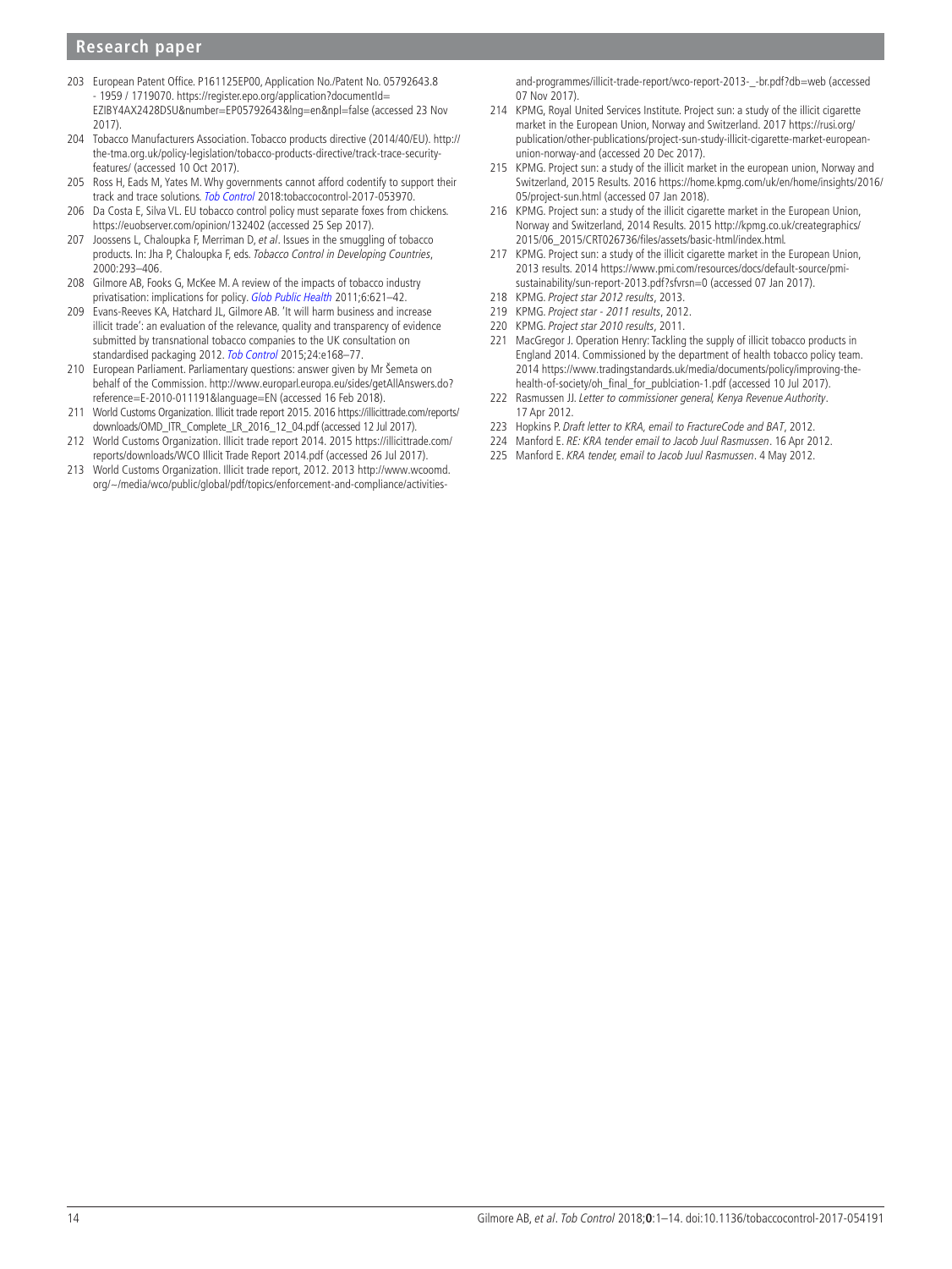203 European Patent Office. P161125EP00, Application No./Patent No. 05792643.8 - 1959 / 1719070. https://register.epo.org/application?documentId=EZIBY4AX2428DSU&number=EP05792643&lng=en&npl=false (accessed 23 Nov 2017).
204 Tobacco Manufacturers Association. Tobacco products directive (2014/40/EU). http://the-tma.org.uk/policy-legislation/tobacco-products-directive/track-trace-security-features/ (accessed 10 Oct 2017).
205 Ross H, Eads M, Yates M. Why governments cannot afford codentify to support their track and trace solutions. *Tob Control* 2018:tobaccocontrol-2017-053970.
206 Da Costa E, Silva VL. EU tobacco control policy must separate foxes from chickens. https://euobserver.com/opinion/132402 (accessed 25 Sep 2017).
207 Joossens L, Chaloupka F, Merriman D, *et al*. Issues in the smuggling of tobacco products. In: Jha P, Chaloupka F, eds. *Tobacco Control in Developing Countries*, 2000:293–406.
208 Gilmore AB, Fooks G, McKee M. A review of the impacts of tobacco industry privatisation: implications for policy. *Glob Public Health* 2011;6:621–42.
209 Evans-Reeves KA, Hatchard JL, Gilmore AB. 'It will harm business and increase illicit trade': an evaluation of the relevance, quality and transparency of evidence submitted by transnational tobacco companies to the UK consultation on standardised packaging 2012. *Tob Control* 2015;24:e168–77.
210 European Parliament. Parliamentary questions: answer given by Mr Šemeta on behalf of the Commission. http://www.europarl.europa.eu/sides/getAllAnswers.do?reference=E-2010-011191&language=EN (accessed 16 Feb 2018).
211 World Customs Organization. Illicit trade report 2015. 2016 https://illicittrade.com/reports/downloads/OMD_ITR_Complete_LR_2016_12_04.pdf (accessed 12 Jul 2017).
212 World Customs Organization. Illicit trade report 2014. 2015 https://illicittrade.com/reports/downloads/WCO Illicit Trade Report 2014.pdf (accessed 26 Jul 2017).
213 World Customs Organization. Illicit trade report, 2012. 2013 http://www.wcoomd.org/~/media/wco/public/global/pdf/topics/enforcement-and-compliance/activities-and-programmes/illicit-trade-report/wco-report-2013-_-br.pdf?db=web (accessed 07 Nov 2017).
214 KPMG, Royal United Services Institute. Project sun: a study of the illicit cigarette market in the European Union, Norway and Switzerland. 2017 https://rusi.org/publication/other-publications/project-sun-study-illicit-cigarette-market-european-union-norway-and (accessed 20 Dec 2017).
215 KPMG. Project sun: a study of the illicit market in the european union, Norway and Switzerland, 2015 Results. 2016 https://home.kpmg.com/uk/en/home/insights/2016/05/project-sun.html (accessed 07 Jan 2018).
216 KPMG. Project sun: a study of the illicit cigarette market in the European Union, Norway and Switzerland, 2014 Results. 2015 http://kpmg.co.uk/creategraphics/2015/06_2015/CRT026736/files/assets/basic-html/index.html.
217 KPMG. Project sun: a study of the illicit cigarette market in the European Union, 2013 results. 2014 https://www.pmi.com/resources/docs/default-source/pmi-sustainability/sun-report-2013.pdf?sfvrsn=0 (accessed 07 Jan 2017).
218 KPMG. *Project star 2012 results*, 2013.
219 KPMG. *Project star - 2011 results*, 2012.
220 KPMG. *Project star 2010 results*, 2011.
221 MacGregor J. Operation Henry: Tackling the supply of illicit tobacco products in England 2014. Commissioned by the department of health tobacco policy team. 2014 https://www.tradingstandards.uk/media/documents/policy/improving-the-health-of-society/oh_final_for_publciation-1.pdf (accessed 10 Jul 2017).
222 Rasmussen JJ. *Letter to commissioner general, Kenya Revenue Authority*. 17 Apr 2012.
223 Hopkins P. *Draft letter to KRA, email to FractureCode and BAT*, 2012.
224 Manford E. *RE: KRA tender email to Jacob Juul Rasmussen*. 16 Apr 2012.
225 Manford E. *KRA tender, email to Jacob Juul Rasmussen*. 4 May 2012.